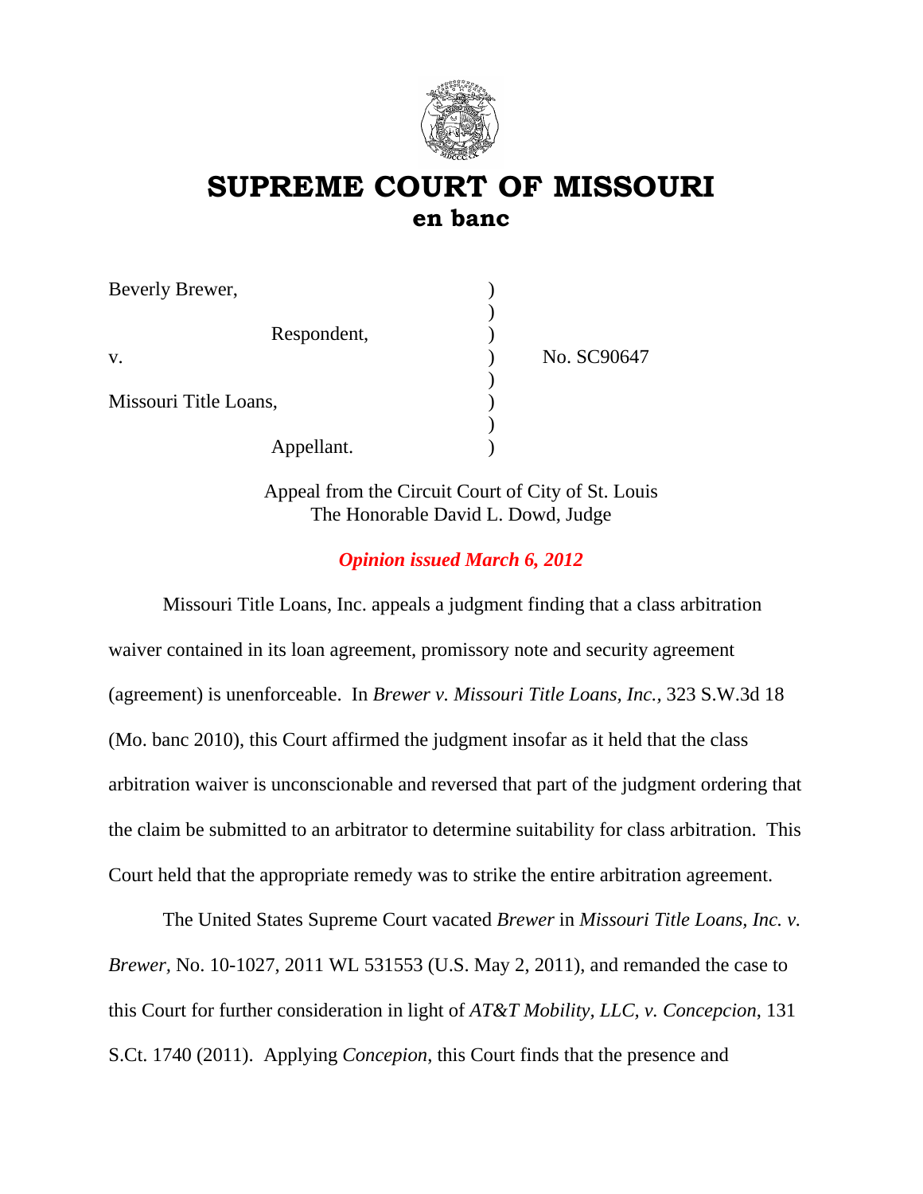# SUPREME COURT OF MISSOURI
## en banc

| | | |
|---|---|---|
| Beverly Brewer, | ) | |
| | ) | |
| Respondent, | ) | |
| v. | ) | No. SC90647 |
| | ) | |
| Missouri Title Loans, | ) | |
| | ) | |
| Appellant. | ) | |

Appeal from the Circuit Court of City of St. Louis
The Honorable David L. Dowd, Judge

***Opinion issued March 6, 2012***

Missouri Title Loans, Inc. appeals a judgment finding that a class arbitration waiver contained in its loan agreement, promissory note and security agreement (agreement) is unenforceable. In *Brewer v. Missouri Title Loans, Inc.*, 323 S.W.3d 18 (Mo. banc 2010), this Court affirmed the judgment insofar as it held that the class arbitration waiver is unconscionable and reversed that part of the judgment ordering that the claim be submitted to an arbitrator to determine suitability for class arbitration. This Court held that the appropriate remedy was to strike the entire arbitration agreement.

The United States Supreme Court vacated *Brewer* in *Missouri Title Loans, Inc. v. Brewer*, No. 10-1027, 2011 WL 531553 (U.S. May 2, 2011), and remanded the case to this Court for further consideration in light of *AT&T Mobility, LLC, v. Concepcion*, 131 S.Ct. 1740 (2011). Applying *Concepion*, this Court finds that the presence and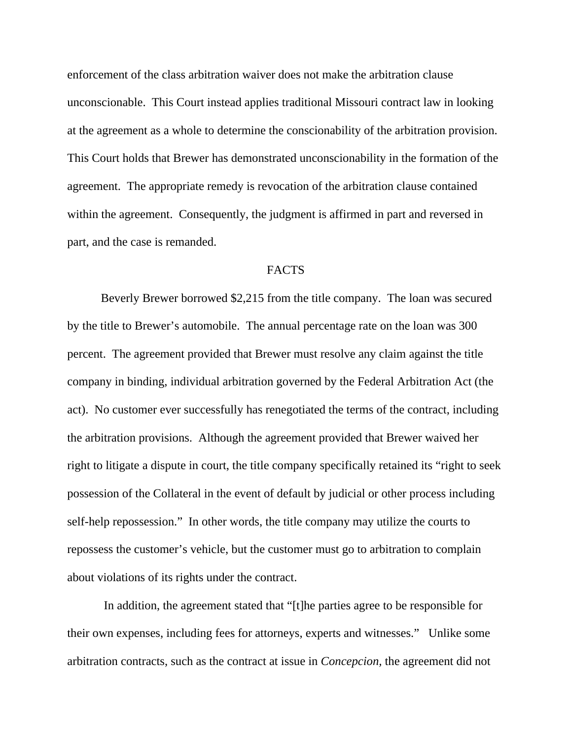enforcement of the class arbitration waiver does not make the arbitration clause unconscionable. This Court instead applies traditional Missouri contract law in looking at the agreement as a whole to determine the conscionability of the arbitration provision. This Court holds that Brewer has demonstrated unconscionability in the formation of the agreement. The appropriate remedy is revocation of the arbitration clause contained within the agreement. Consequently, the judgment is affirmed in part and reversed in part, and the case is remanded.

## FACTS

Beverly Brewer borrowed $2,215 from the title company. The loan was secured by the title to Brewer's automobile. The annual percentage rate on the loan was 300 percent. The agreement provided that Brewer must resolve any claim against the title company in binding, individual arbitration governed by the Federal Arbitration Act (the act). No customer ever successfully has renegotiated the terms of the contract, including the arbitration provisions. Although the agreement provided that Brewer waived her right to litigate a dispute in court, the title company specifically retained its "right to seek possession of the Collateral in the event of default by judicial or other process including self-help repossession." In other words, the title company may utilize the courts to repossess the customer's vehicle, but the customer must go to arbitration to complain about violations of its rights under the contract.

In addition, the agreement stated that "[t]he parties agree to be responsible for their own expenses, including fees for attorneys, experts and witnesses." Unlike some arbitration contracts, such as the contract at issue in *Concepcion*, the agreement did not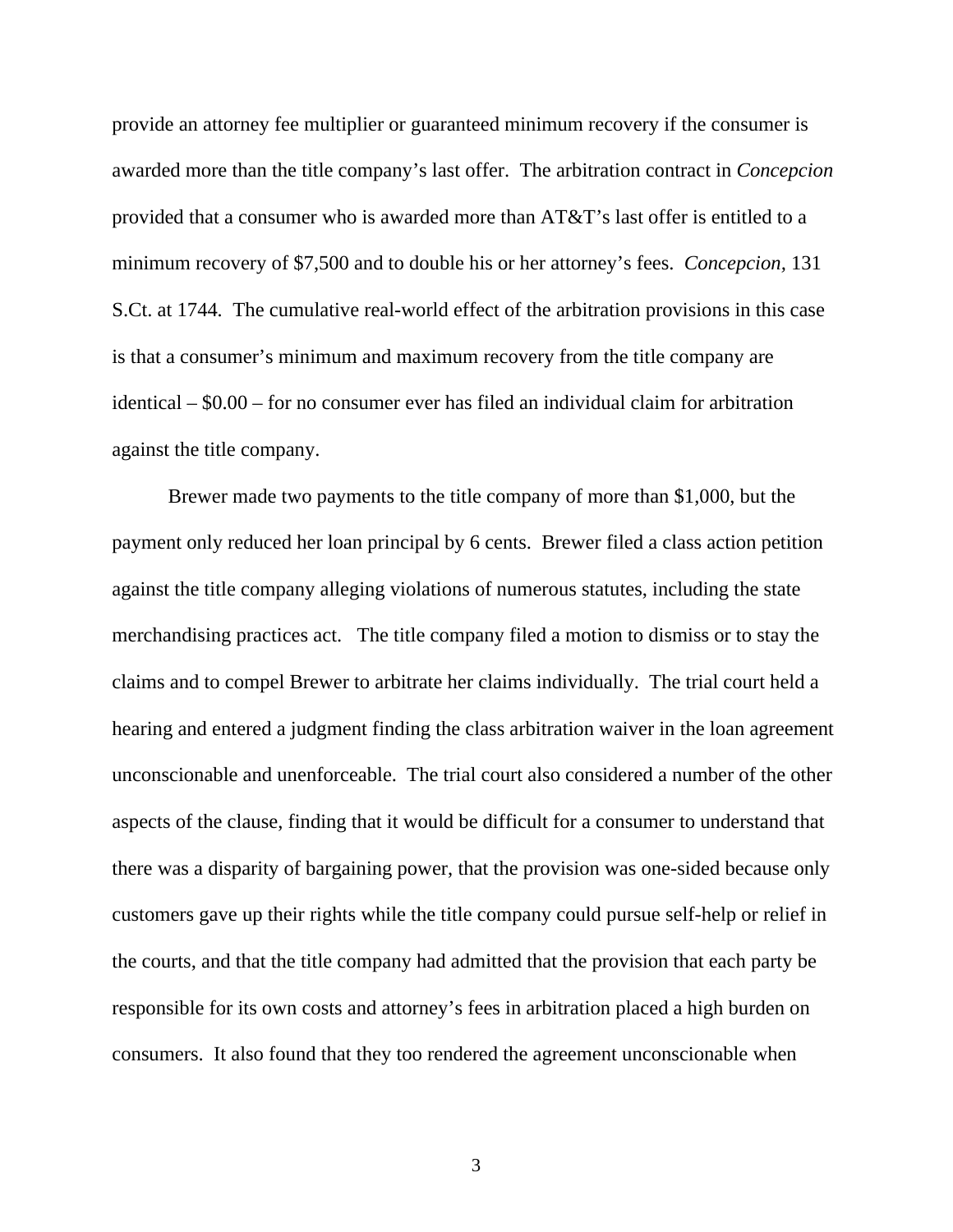provide an attorney fee multiplier or guaranteed minimum recovery if the consumer is awarded more than the title company's last offer. The arbitration contract in *Concepcion* provided that a consumer who is awarded more than AT&T's last offer is entitled to a minimum recovery of $7,500 and to double his or her attorney's fees. *Concepcion*, 131 S.Ct. at 1744. The cumulative real-world effect of the arbitration provisions in this case is that a consumer's minimum and maximum recovery from the title company are identical – $0.00 – for no consumer ever has filed an individual claim for arbitration against the title company.

Brewer made two payments to the title company of more than $1,000, but the payment only reduced her loan principal by 6 cents. Brewer filed a class action petition against the title company alleging violations of numerous statutes, including the state merchandising practices act. The title company filed a motion to dismiss or to stay the claims and to compel Brewer to arbitrate her claims individually. The trial court held a hearing and entered a judgment finding the class arbitration waiver in the loan agreement unconscionable and unenforceable. The trial court also considered a number of the other aspects of the clause, finding that it would be difficult for a consumer to understand that there was a disparity of bargaining power, that the provision was one-sided because only customers gave up their rights while the title company could pursue self-help or relief in the courts, and that the title company had admitted that the provision that each party be responsible for its own costs and attorney's fees in arbitration placed a high burden on consumers. It also found that they too rendered the agreement unconscionable when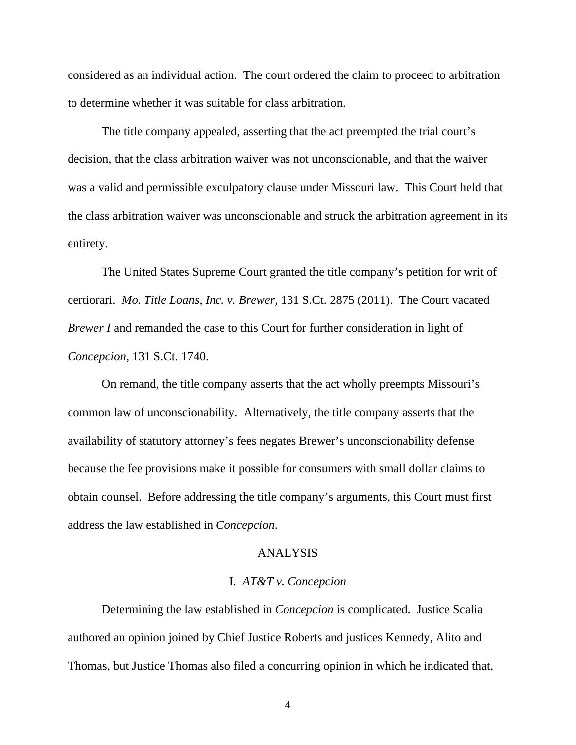considered as an individual action. The court ordered the claim to proceed to arbitration to determine whether it was suitable for class arbitration.

The title company appealed, asserting that the act preempted the trial court's decision, that the class arbitration waiver was not unconscionable, and that the waiver was a valid and permissible exculpatory clause under Missouri law. This Court held that the class arbitration waiver was unconscionable and struck the arbitration agreement in its entirety.

The United States Supreme Court granted the title company's petition for writ of certiorari. *Mo. Title Loans, Inc. v. Brewer*, 131 S.Ct. 2875 (2011). The Court vacated *Brewer I* and remanded the case to this Court for further consideration in light of *Concepcion*, 131 S.Ct. 1740.

On remand, the title company asserts that the act wholly preempts Missouri's common law of unconscionability. Alternatively, the title company asserts that the availability of statutory attorney's fees negates Brewer's unconscionability defense because the fee provisions make it possible for consumers with small dollar claims to obtain counsel. Before addressing the title company's arguments, this Court must first address the law established in *Concepcion*.

## ANALYSIS

### I. *AT&T v. Concepcion*

Determining the law established in *Concepcion* is complicated. Justice Scalia authored an opinion joined by Chief Justice Roberts and justices Kennedy, Alito and Thomas, but Justice Thomas also filed a concurring opinion in which he indicated that,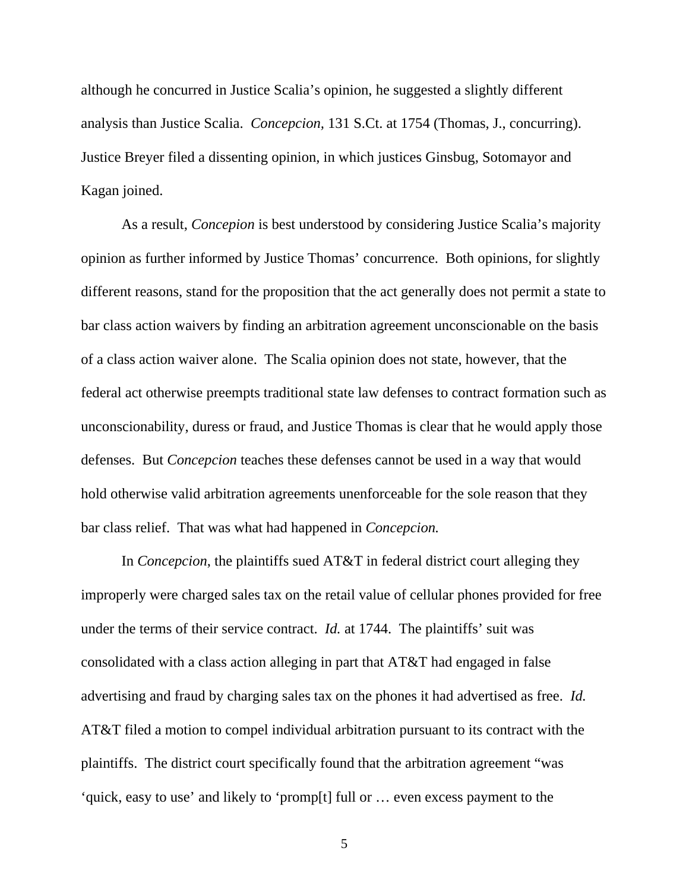although he concurred in Justice Scalia's opinion, he suggested a slightly different analysis than Justice Scalia. *Concepcion,* 131 S.Ct. at 1754 (Thomas, J., concurring). Justice Breyer filed a dissenting opinion, in which justices Ginsbug, Sotomayor and Kagan joined.

As a result, *Concepion* is best understood by considering Justice Scalia's majority opinion as further informed by Justice Thomas' concurrence. Both opinions, for slightly different reasons, stand for the proposition that the act generally does not permit a state to bar class action waivers by finding an arbitration agreement unconscionable on the basis of a class action waiver alone. The Scalia opinion does not state, however, that the federal act otherwise preempts traditional state law defenses to contract formation such as unconscionability, duress or fraud, and Justice Thomas is clear that he would apply those defenses. But *Concepcion* teaches these defenses cannot be used in a way that would hold otherwise valid arbitration agreements unenforceable for the sole reason that they bar class relief. That was what had happened in *Concepcion.*

In *Concepcion,* the plaintiffs sued AT&T in federal district court alleging they improperly were charged sales tax on the retail value of cellular phones provided for free under the terms of their service contract. *Id.* at 1744. The plaintiffs' suit was consolidated with a class action alleging in part that AT&T had engaged in false advertising and fraud by charging sales tax on the phones it had advertised as free. *Id.* AT&T filed a motion to compel individual arbitration pursuant to its contract with the plaintiffs. The district court specifically found that the arbitration agreement "was 'quick, easy to use' and likely to 'promp[t] full or … even excess payment to the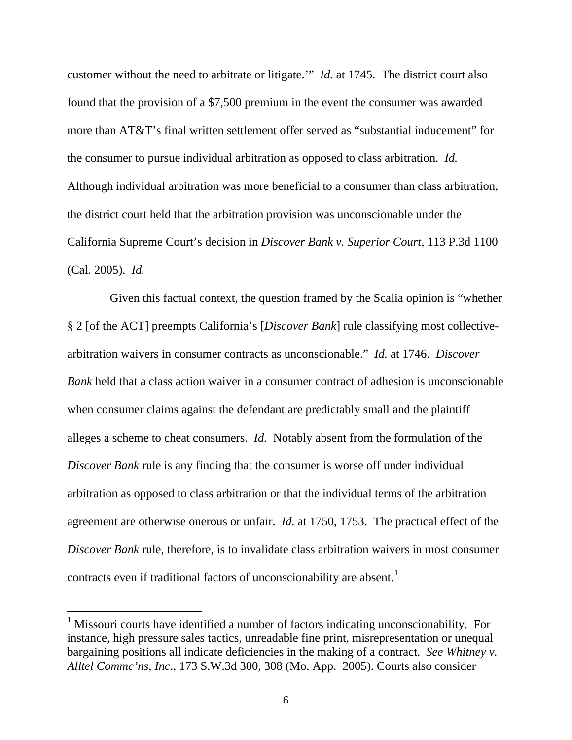customer without the need to arbitrate or litigate.'" *Id.* at 1745. The district court also found that the provision of a $7,500 premium in the event the consumer was awarded more than AT&T's final written settlement offer served as "substantial inducement" for the consumer to pursue individual arbitration as opposed to class arbitration. *Id.* Although individual arbitration was more beneficial to a consumer than class arbitration, the district court held that the arbitration provision was unconscionable under the California Supreme Court's decision in *Discover Bank v. Superior Court*, 113 P.3d 1100 (Cal. 2005). *Id.*

Given this factual context, the question framed by the Scalia opinion is "whether § 2 [of the ACT] preempts California's [*Discover Bank*] rule classifying most collective-arbitration waivers in consumer contracts as unconscionable." *Id.* at 1746. *Discover Bank* held that a class action waiver in a consumer contract of adhesion is unconscionable when consumer claims against the defendant are predictably small and the plaintiff alleges a scheme to cheat consumers. *Id.* Notably absent from the formulation of the *Discover Bank* rule is any finding that the consumer is worse off under individual arbitration as opposed to class arbitration or that the individual terms of the arbitration agreement are otherwise onerous or unfair. *Id.* at 1750, 1753. The practical effect of the *Discover Bank* rule, therefore, is to invalidate class arbitration waivers in most consumer contracts even if traditional factors of unconscionability are absent.[1]

---

[1] Missouri courts have identified a number of factors indicating unconscionability. For instance, high pressure sales tactics, unreadable fine print, misrepresentation or unequal bargaining positions all indicate deficiencies in the making of a contract. *See Whitney v. Alltel Commc'ns, Inc*., 173 S.W.3d 300, 308 (Mo. App. 2005). Courts also consider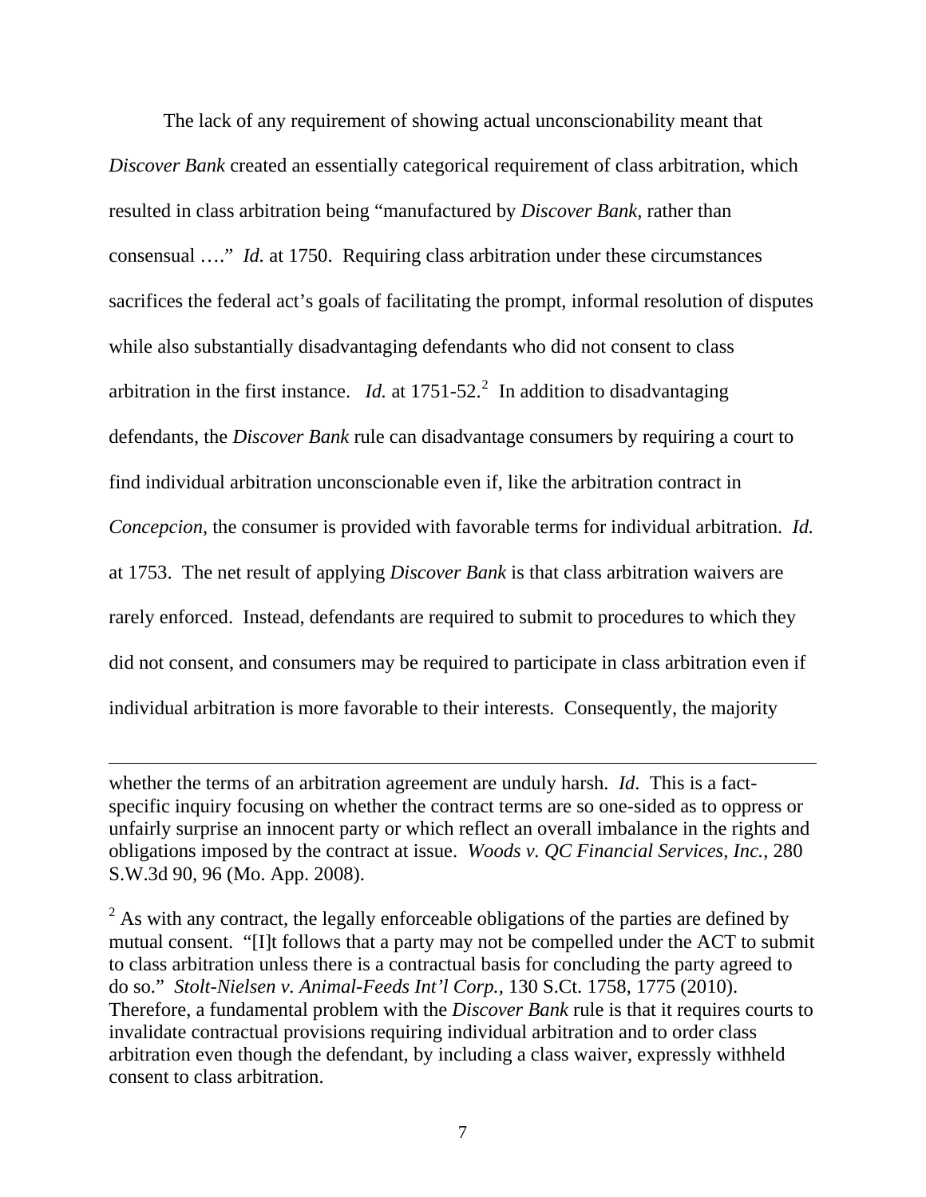The lack of any requirement of showing actual unconscionability meant that *Discover Bank* created an essentially categorical requirement of class arbitration, which resulted in class arbitration being "manufactured by *Discover Bank*, rather than consensual …." *Id.* at 1750. Requiring class arbitration under these circumstances sacrifices the federal act's goals of facilitating the prompt, informal resolution of disputes while also substantially disadvantaging defendants who did not consent to class arbitration in the first instance. *Id.* at 1751-52.[2] In addition to disadvantaging defendants, the *Discover Bank* rule can disadvantage consumers by requiring a court to find individual arbitration unconscionable even if, like the arbitration contract in *Concepcion*, the consumer is provided with favorable terms for individual arbitration. *Id.* at 1753. The net result of applying *Discover Bank* is that class arbitration waivers are rarely enforced. Instead, defendants are required to submit to procedures to which they did not consent, and consumers may be required to participate in class arbitration even if individual arbitration is more favorable to their interests. Consequently, the majority

---

whether the terms of an arbitration agreement are unduly harsh. *Id*. This is a fact-specific inquiry focusing on whether the contract terms are so one-sided as to oppress or unfairly surprise an innocent party or which reflect an overall imbalance in the rights and obligations imposed by the contract at issue. *Woods v. QC Financial Services, Inc.*, 280 S.W.3d 90, 96 (Mo. App. 2008).

[2] As with any contract, the legally enforceable obligations of the parties are defined by mutual consent. "[I]t follows that a party may not be compelled under the ACT to submit to class arbitration unless there is a contractual basis for concluding the party agreed to do so." *Stolt-Nielsen v. Animal-Feeds Int'l Corp.*, 130 S.Ct. 1758, 1775 (2010). Therefore, a fundamental problem with the *Discover Bank* rule is that it requires courts to invalidate contractual provisions requiring individual arbitration and to order class arbitration even though the defendant, by including a class waiver, expressly withheld consent to class arbitration.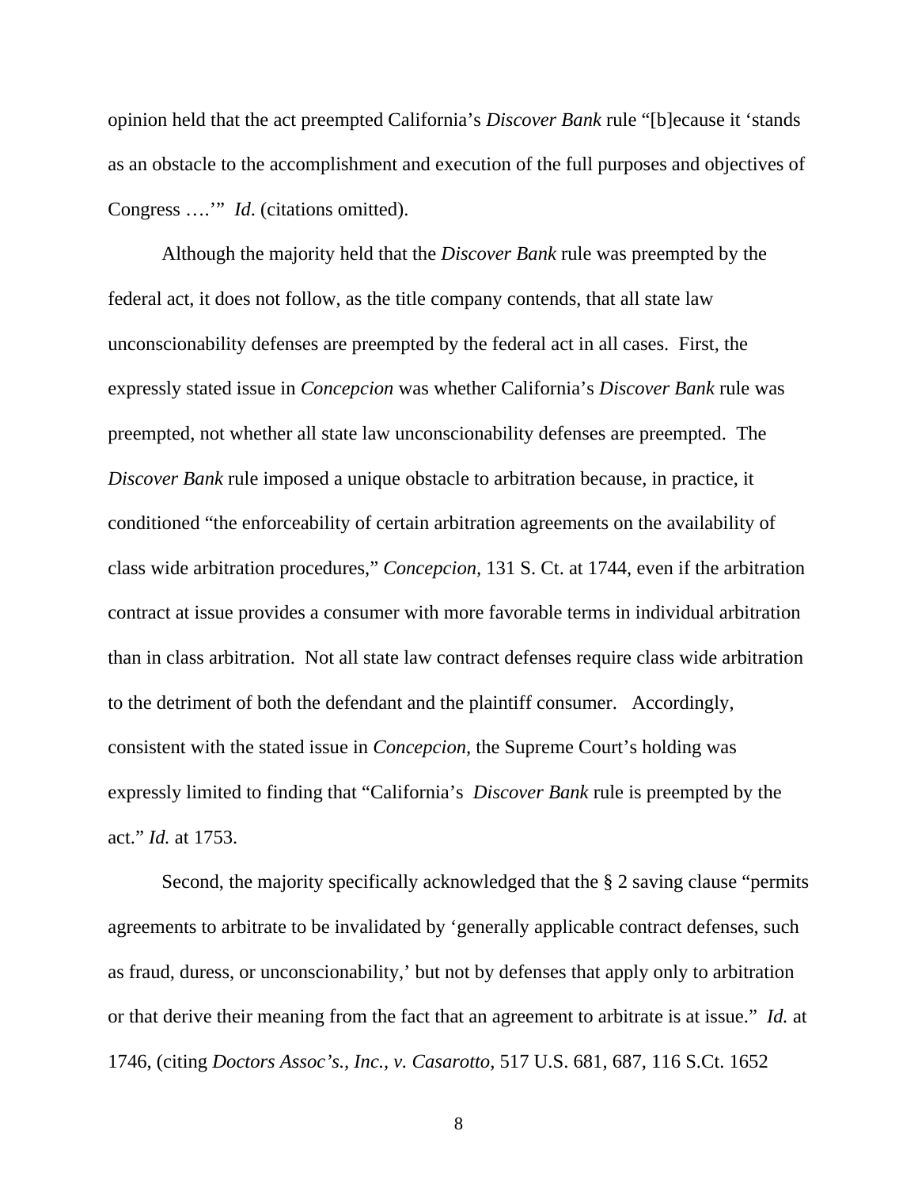opinion held that the act preempted California's *Discover Bank* rule "[b]ecause it 'stands as an obstacle to the accomplishment and execution of the full purposes and objectives of Congress ….'" *Id*. (citations omitted).

Although the majority held that the *Discover Bank* rule was preempted by the federal act, it does not follow, as the title company contends, that all state law unconscionability defenses are preempted by the federal act in all cases. First, the expressly stated issue in *Concepcion* was whether California's *Discover Bank* rule was preempted, not whether all state law unconscionability defenses are preempted. The *Discover Bank* rule imposed a unique obstacle to arbitration because, in practice, it conditioned "the enforceability of certain arbitration agreements on the availability of class wide arbitration procedures," *Concepcion,* 131 S. Ct. at 1744, even if the arbitration contract at issue provides a consumer with more favorable terms in individual arbitration than in class arbitration. Not all state law contract defenses require class wide arbitration to the detriment of both the defendant and the plaintiff consumer. Accordingly, consistent with the stated issue in *Concepcion,* the Supreme Court's holding was expressly limited to finding that "California's *Discover Bank* rule is preempted by the act." *Id.* at 1753.

Second, the majority specifically acknowledged that the § 2 saving clause "permits agreements to arbitrate to be invalidated by 'generally applicable contract defenses, such as fraud, duress, or unconscionability,' but not by defenses that apply only to arbitration or that derive their meaning from the fact that an agreement to arbitrate is at issue." *Id.* at 1746, (citing *Doctors Assoc's., Inc., v. Casarotto,* 517 U.S. 681, 687, 116 S.Ct. 1652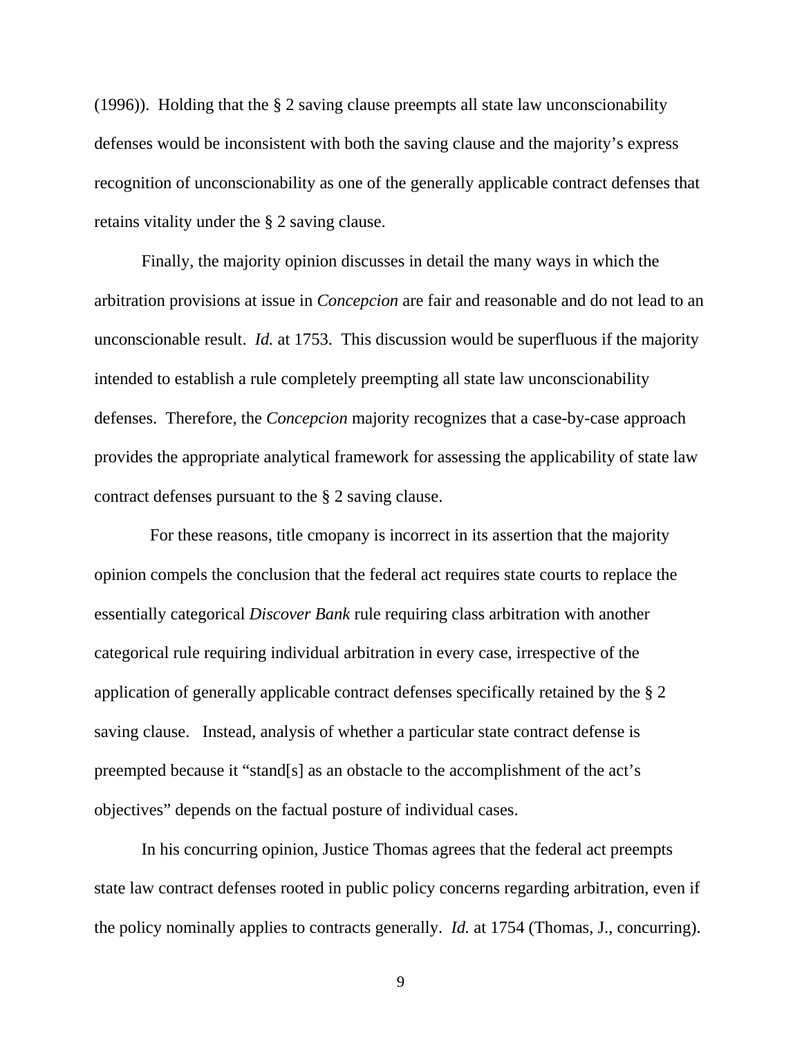(1996)). Holding that the § 2 saving clause preempts all state law unconscionability defenses would be inconsistent with both the saving clause and the majority's express recognition of unconscionability as one of the generally applicable contract defenses that retains vitality under the § 2 saving clause.

Finally, the majority opinion discusses in detail the many ways in which the arbitration provisions at issue in *Concepcion* are fair and reasonable and do not lead to an unconscionable result. *Id.* at 1753. This discussion would be superfluous if the majority intended to establish a rule completely preempting all state law unconscionability defenses. Therefore, the *Concepcion* majority recognizes that a case-by-case approach provides the appropriate analytical framework for assessing the applicability of state law contract defenses pursuant to the § 2 saving clause.

For these reasons, title cmopany is incorrect in its assertion that the majority opinion compels the conclusion that the federal act requires state courts to replace the essentially categorical *Discover Bank* rule requiring class arbitration with another categorical rule requiring individual arbitration in every case, irrespective of the application of generally applicable contract defenses specifically retained by the § 2 saving clause. Instead, analysis of whether a particular state contract defense is preempted because it "stand[s] as an obstacle to the accomplishment of the act's objectives" depends on the factual posture of individual cases.

In his concurring opinion, Justice Thomas agrees that the federal act preempts state law contract defenses rooted in public policy concerns regarding arbitration, even if the policy nominally applies to contracts generally. *Id.* at 1754 (Thomas, J., concurring).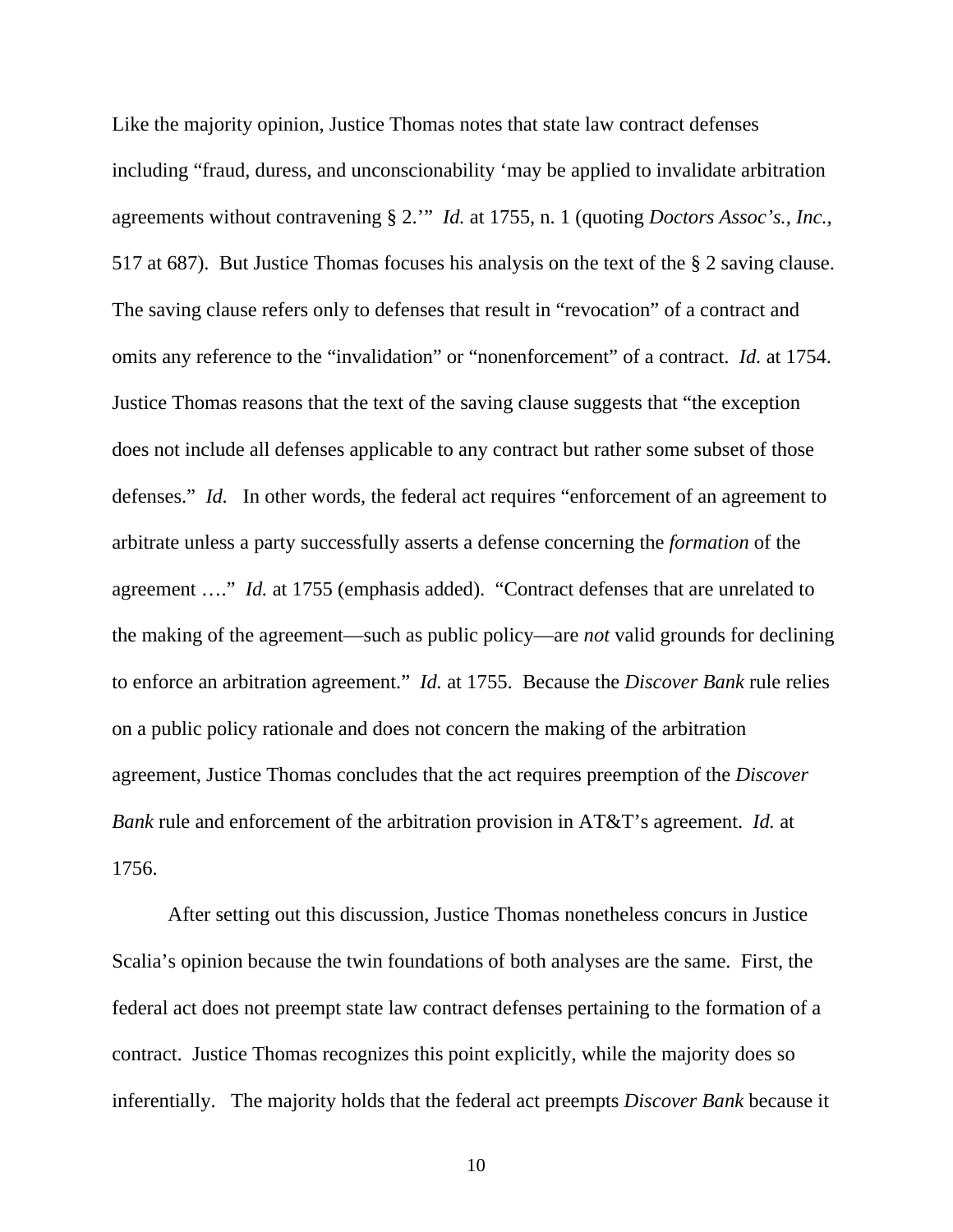Like the majority opinion, Justice Thomas notes that state law contract defenses including "fraud, duress, and unconscionability 'may be applied to invalidate arbitration agreements without contravening § 2.'" *Id.* at 1755, n. 1 (quoting *Doctors Assoc's., Inc.*, 517 at 687). But Justice Thomas focuses his analysis on the text of the § 2 saving clause. The saving clause refers only to defenses that result in "revocation" of a contract and omits any reference to the "invalidation" or "nonenforcement" of a contract. *Id.* at 1754. Justice Thomas reasons that the text of the saving clause suggests that "the exception does not include all defenses applicable to any contract but rather some subset of those defenses." *Id.* In other words, the federal act requires "enforcement of an agreement to arbitrate unless a party successfully asserts a defense concerning the *formation* of the agreement …." *Id.* at 1755 (emphasis added). "Contract defenses that are unrelated to the making of the agreement—such as public policy—are *not* valid grounds for declining to enforce an arbitration agreement." *Id.* at 1755. Because the *Discover Bank* rule relies on a public policy rationale and does not concern the making of the arbitration agreement, Justice Thomas concludes that the act requires preemption of the *Discover Bank* rule and enforcement of the arbitration provision in AT&T's agreement. *Id.* at 1756.

After setting out this discussion, Justice Thomas nonetheless concurs in Justice Scalia's opinion because the twin foundations of both analyses are the same. First, the federal act does not preempt state law contract defenses pertaining to the formation of a contract. Justice Thomas recognizes this point explicitly, while the majority does so inferentially. The majority holds that the federal act preempts *Discover Bank* because it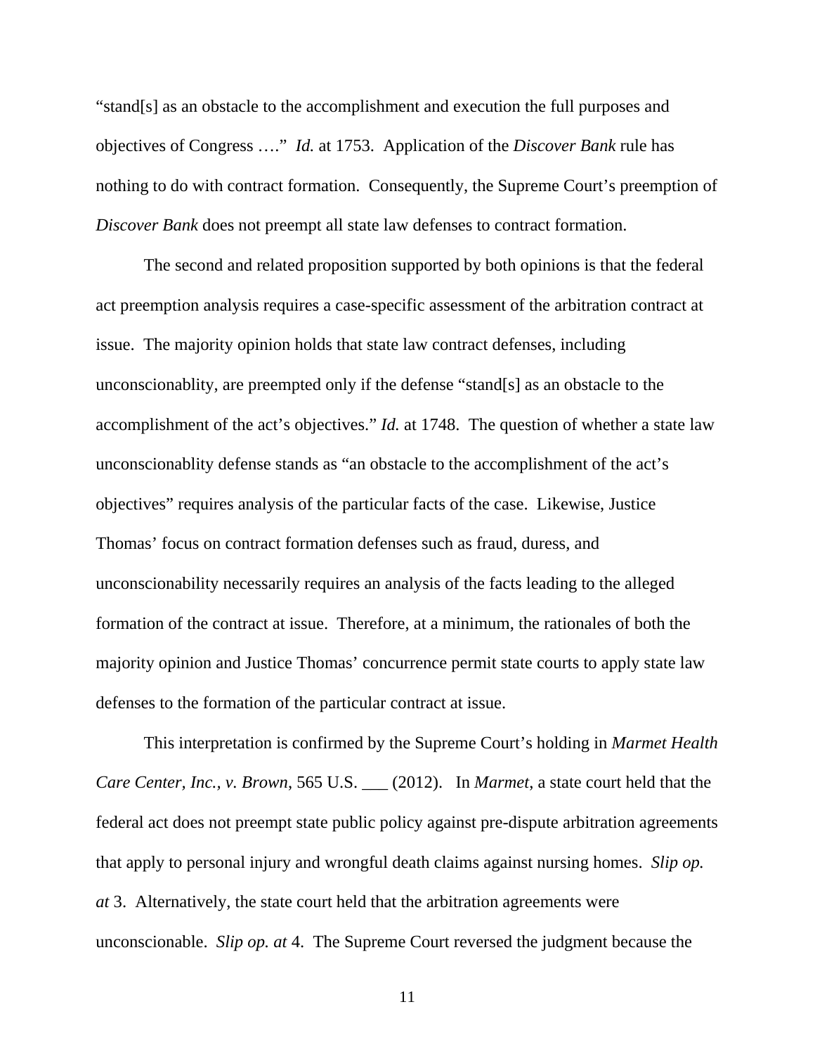"stand[s] as an obstacle to the accomplishment and execution the full purposes and objectives of Congress …." *Id.* at 1753. Application of the *Discover Bank* rule has nothing to do with contract formation. Consequently, the Supreme Court's preemption of *Discover Bank* does not preempt all state law defenses to contract formation.

The second and related proposition supported by both opinions is that the federal act preemption analysis requires a case-specific assessment of the arbitration contract at issue. The majority opinion holds that state law contract defenses, including unconscionablity, are preempted only if the defense "stand[s] as an obstacle to the accomplishment of the act's objectives." *Id.* at 1748. The question of whether a state law unconscionablity defense stands as "an obstacle to the accomplishment of the act's objectives" requires analysis of the particular facts of the case. Likewise, Justice Thomas' focus on contract formation defenses such as fraud, duress, and unconscionability necessarily requires an analysis of the facts leading to the alleged formation of the contract at issue. Therefore, at a minimum, the rationales of both the majority opinion and Justice Thomas' concurrence permit state courts to apply state law defenses to the formation of the particular contract at issue.

This interpretation is confirmed by the Supreme Court's holding in *Marmet Health Care Center, Inc., v. Brown*, 565 U.S. ___ (2012). In *Marmet*, a state court held that the federal act does not preempt state public policy against pre-dispute arbitration agreements that apply to personal injury and wrongful death claims against nursing homes. *Slip op. at* 3. Alternatively, the state court held that the arbitration agreements were unconscionable. *Slip op. at* 4. The Supreme Court reversed the judgment because the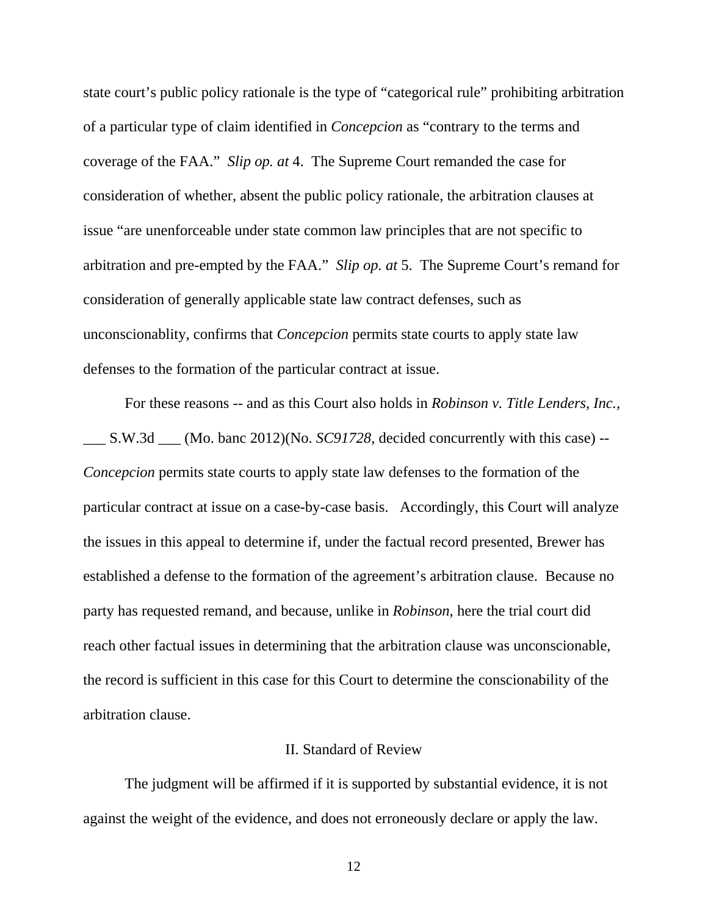state court's public policy rationale is the type of "categorical rule" prohibiting arbitration of a particular type of claim identified in *Concepcion* as "contrary to the terms and coverage of the FAA." *Slip op. at* 4. The Supreme Court remanded the case for consideration of whether, absent the public policy rationale, the arbitration clauses at issue "are unenforceable under state common law principles that are not specific to arbitration and pre-empted by the FAA." *Slip op. at* 5. The Supreme Court's remand for consideration of generally applicable state law contract defenses, such as unconscionablity, confirms that *Concepcion* permits state courts to apply state law defenses to the formation of the particular contract at issue.

For these reasons -- and as this Court also holds in *Robinson v. Title Lenders, Inc.*, ___ S.W.3d ___ (Mo. banc 2012)(No. *SC91728*, decided concurrently with this case) -- *Concepcion* permits state courts to apply state law defenses to the formation of the particular contract at issue on a case-by-case basis. Accordingly, this Court will analyze the issues in this appeal to determine if, under the factual record presented, Brewer has established a defense to the formation of the agreement's arbitration clause. Because no party has requested remand, and because, unlike in *Robinson*, here the trial court did reach other factual issues in determining that the arbitration clause was unconscionable, the record is sufficient in this case for this Court to determine the conscionability of the arbitration clause.

## II. Standard of Review

The judgment will be affirmed if it is supported by substantial evidence, it is not against the weight of the evidence, and does not erroneously declare or apply the law.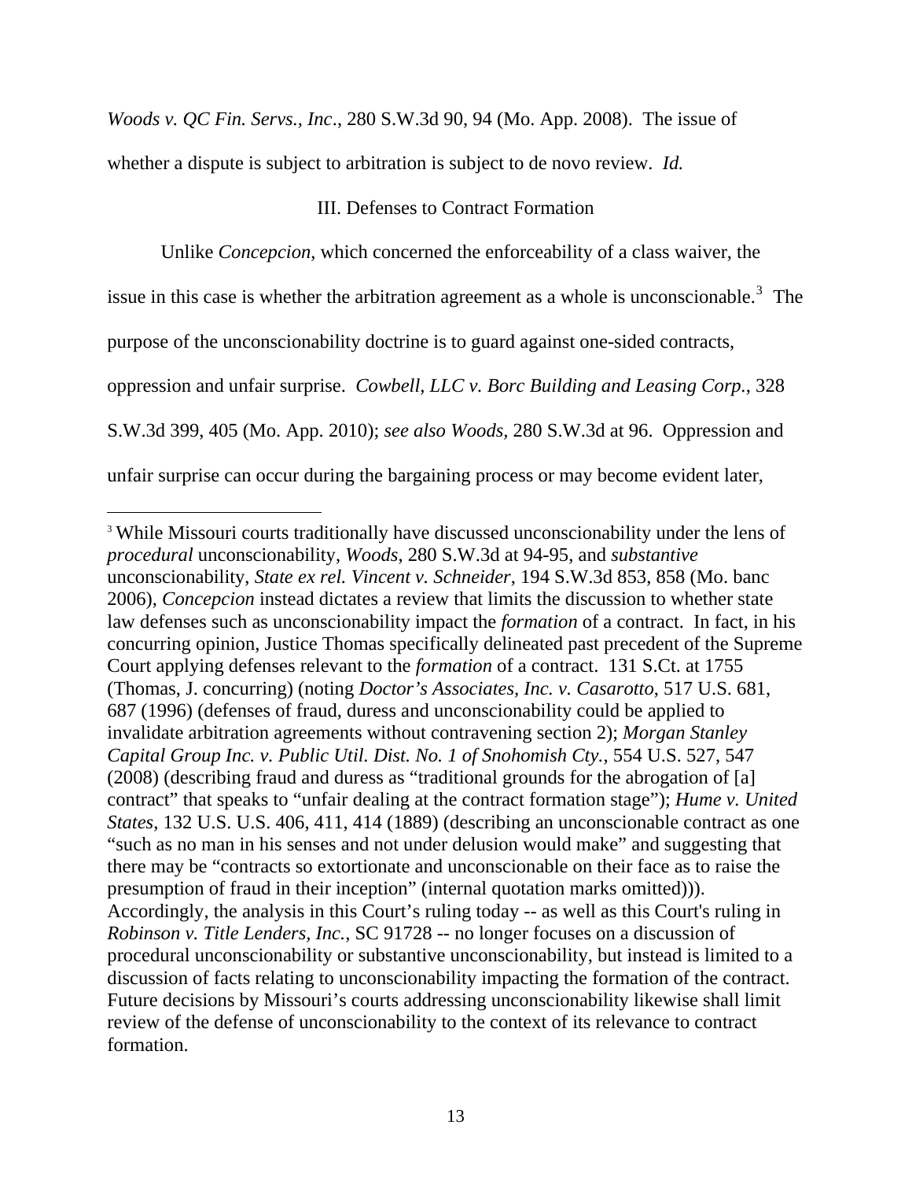*Woods v. QC Fin. Servs., Inc*., 280 S.W.3d 90, 94 (Mo. App. 2008). The issue of whether a dispute is subject to arbitration is subject to de novo review. *Id.*

### III. Defenses to Contract Formation

Unlike *Concepcion*, which concerned the enforceability of a class waiver, the issue in this case is whether the arbitration agreement as a whole is unconscionable.[3] The purpose of the unconscionability doctrine is to guard against one-sided contracts, oppression and unfair surprise. *Cowbell, LLC v. Borc Building and Leasing Corp.*, 328 S.W.3d 399, 405 (Mo. App. 2010); *see also Woods*, 280 S.W.3d at 96. Oppression and unfair surprise can occur during the bargaining process or may become evident later,

---

[3] While Missouri courts traditionally have discussed unconscionability under the lens of *procedural* unconscionability, *Woods*, 280 S.W.3d at 94-95, and *substantive* unconscionability, *State ex rel. Vincent v. Schneider*, 194 S.W.3d 853, 858 (Mo. banc 2006), *Concepcion* instead dictates a review that limits the discussion to whether state law defenses such as unconscionability impact the *formation* of a contract. In fact, in his concurring opinion, Justice Thomas specifically delineated past precedent of the Supreme Court applying defenses relevant to the *formation* of a contract. 131 S.Ct. at 1755 (Thomas, J. concurring) (noting *Doctor's Associates, Inc. v. Casarotto*, 517 U.S. 681, 687 (1996) (defenses of fraud, duress and unconscionability could be applied to invalidate arbitration agreements without contravening section 2); *Morgan Stanley Capital Group Inc. v. Public Util. Dist. No. 1 of Snohomish Cty.*, 554 U.S. 527, 547 (2008) (describing fraud and duress as "traditional grounds for the abrogation of [a] contract" that speaks to "unfair dealing at the contract formation stage"); *Hume v. United States*, 132 U.S. U.S. 406, 411, 414 (1889) (describing an unconscionable contract as one "such as no man in his senses and not under delusion would make" and suggesting that there may be "contracts so extortionate and unconscionable on their face as to raise the presumption of fraud in their inception" (internal quotation marks omitted))). Accordingly, the analysis in this Court's ruling today -- as well as this Court's ruling in *Robinson v. Title Lenders, Inc.*, SC 91728 -- no longer focuses on a discussion of procedural unconscionability or substantive unconscionability, but instead is limited to a discussion of facts relating to unconscionability impacting the formation of the contract. Future decisions by Missouri's courts addressing unconscionability likewise shall limit review of the defense of unconscionability to the context of its relevance to contract formation.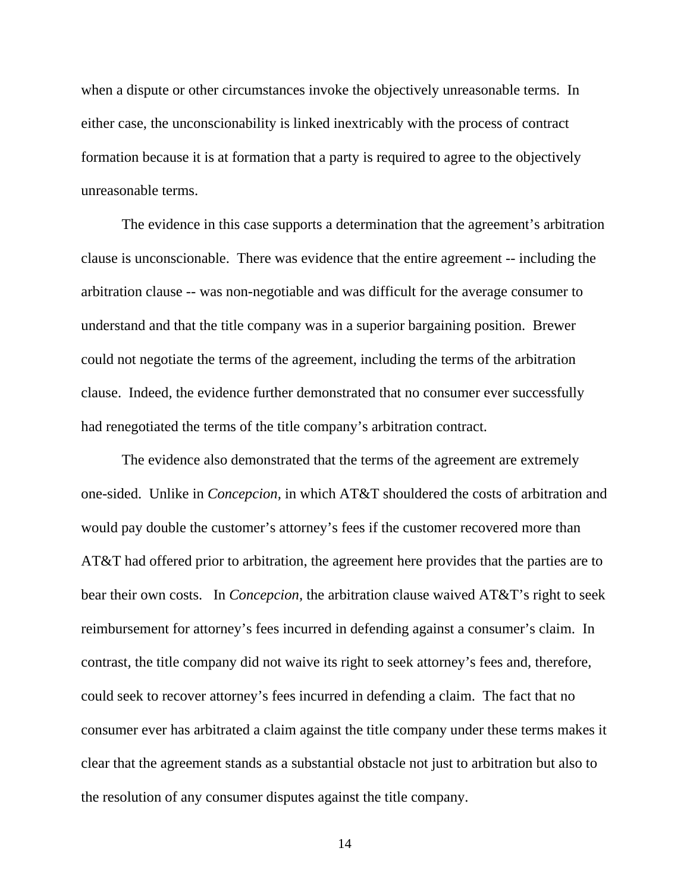when a dispute or other circumstances invoke the objectively unreasonable terms. In either case, the unconscionability is linked inextricably with the process of contract formation because it is at formation that a party is required to agree to the objectively unreasonable terms.

The evidence in this case supports a determination that the agreement's arbitration clause is unconscionable. There was evidence that the entire agreement -- including the arbitration clause -- was non-negotiable and was difficult for the average consumer to understand and that the title company was in a superior bargaining position. Brewer could not negotiate the terms of the agreement, including the terms of the arbitration clause. Indeed, the evidence further demonstrated that no consumer ever successfully had renegotiated the terms of the title company's arbitration contract.

The evidence also demonstrated that the terms of the agreement are extremely one-sided. Unlike in *Concepcion,* in which AT&T shouldered the costs of arbitration and would pay double the customer's attorney's fees if the customer recovered more than AT&T had offered prior to arbitration, the agreement here provides that the parties are to bear their own costs. In *Concepcion,* the arbitration clause waived AT&T's right to seek reimbursement for attorney's fees incurred in defending against a consumer's claim. In contrast, the title company did not waive its right to seek attorney's fees and, therefore, could seek to recover attorney's fees incurred in defending a claim. The fact that no consumer ever has arbitrated a claim against the title company under these terms makes it clear that the agreement stands as a substantial obstacle not just to arbitration but also to the resolution of any consumer disputes against the title company.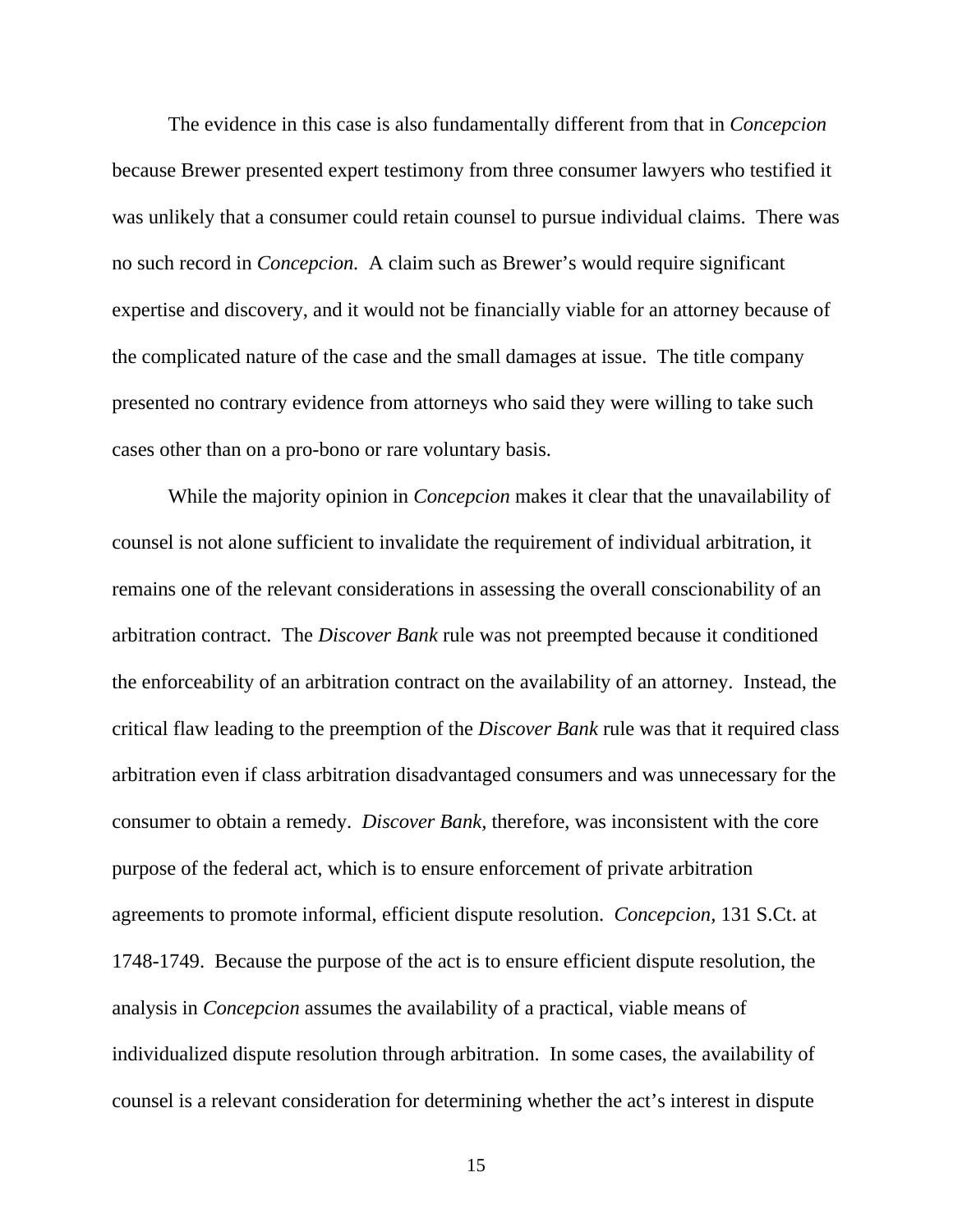The evidence in this case is also fundamentally different from that in *Concepcion* because Brewer presented expert testimony from three consumer lawyers who testified it was unlikely that a consumer could retain counsel to pursue individual claims. There was no such record in *Concepcion.* A claim such as Brewer's would require significant expertise and discovery, and it would not be financially viable for an attorney because of the complicated nature of the case and the small damages at issue. The title company presented no contrary evidence from attorneys who said they were willing to take such cases other than on a pro-bono or rare voluntary basis.

While the majority opinion in *Concepcion* makes it clear that the unavailability of counsel is not alone sufficient to invalidate the requirement of individual arbitration, it remains one of the relevant considerations in assessing the overall conscionability of an arbitration contract. The *Discover Bank* rule was not preempted because it conditioned the enforceability of an arbitration contract on the availability of an attorney. Instead, the critical flaw leading to the preemption of the *Discover Bank* rule was that it required class arbitration even if class arbitration disadvantaged consumers and was unnecessary for the consumer to obtain a remedy. *Discover Bank*, therefore, was inconsistent with the core purpose of the federal act, which is to ensure enforcement of private arbitration agreements to promote informal, efficient dispute resolution. *Concepcion,* 131 S.Ct. at 1748-1749. Because the purpose of the act is to ensure efficient dispute resolution, the analysis in *Concepcion* assumes the availability of a practical, viable means of individualized dispute resolution through arbitration. In some cases, the availability of counsel is a relevant consideration for determining whether the act's interest in dispute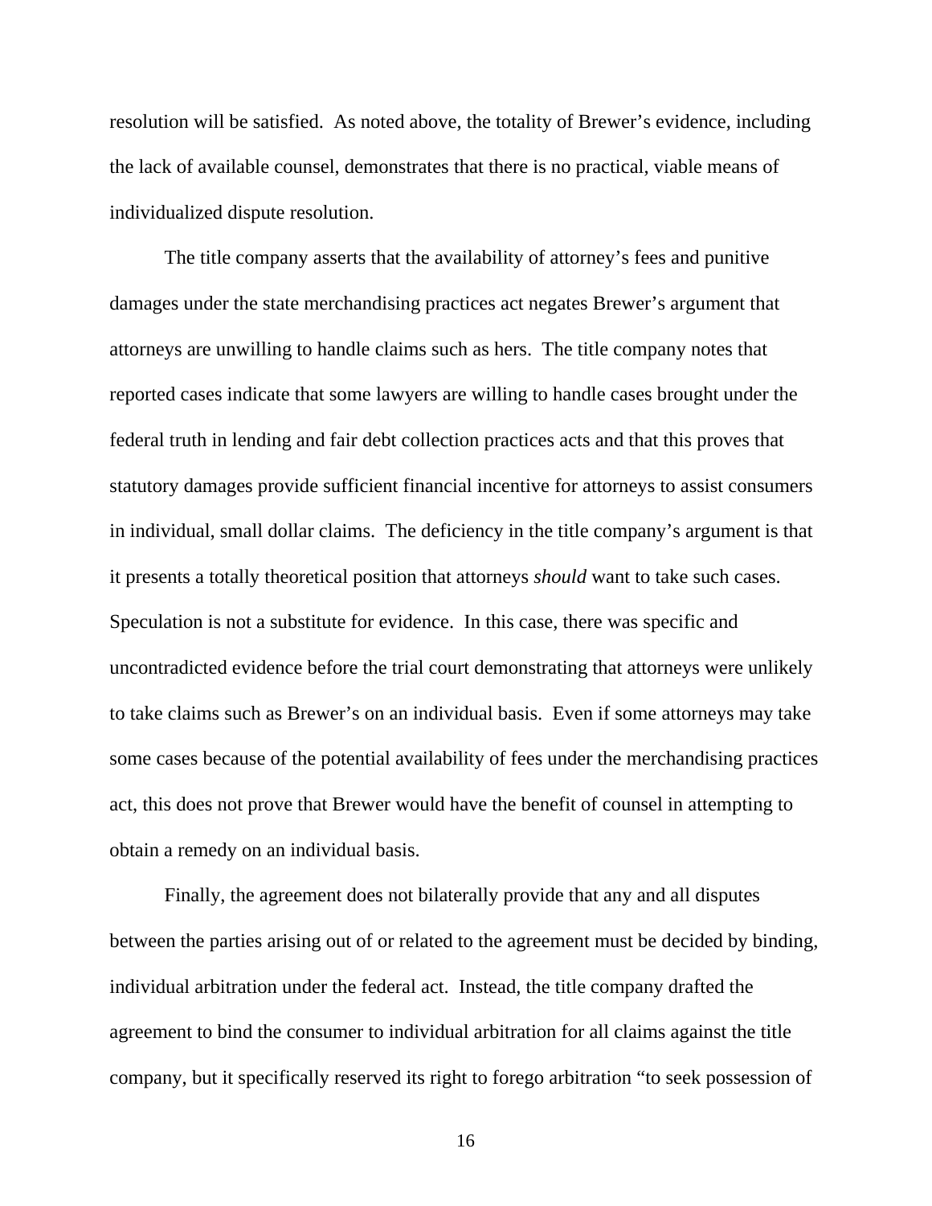resolution will be satisfied. As noted above, the totality of Brewer's evidence, including the lack of available counsel, demonstrates that there is no practical, viable means of individualized dispute resolution.

The title company asserts that the availability of attorney's fees and punitive damages under the state merchandising practices act negates Brewer's argument that attorneys are unwilling to handle claims such as hers. The title company notes that reported cases indicate that some lawyers are willing to handle cases brought under the federal truth in lending and fair debt collection practices acts and that this proves that statutory damages provide sufficient financial incentive for attorneys to assist consumers in individual, small dollar claims. The deficiency in the title company's argument is that it presents a totally theoretical position that attorneys *should* want to take such cases. Speculation is not a substitute for evidence. In this case, there was specific and uncontradicted evidence before the trial court demonstrating that attorneys were unlikely to take claims such as Brewer's on an individual basis. Even if some attorneys may take some cases because of the potential availability of fees under the merchandising practices act, this does not prove that Brewer would have the benefit of counsel in attempting to obtain a remedy on an individual basis.

Finally, the agreement does not bilaterally provide that any and all disputes between the parties arising out of or related to the agreement must be decided by binding, individual arbitration under the federal act. Instead, the title company drafted the agreement to bind the consumer to individual arbitration for all claims against the title company, but it specifically reserved its right to forego arbitration "to seek possession of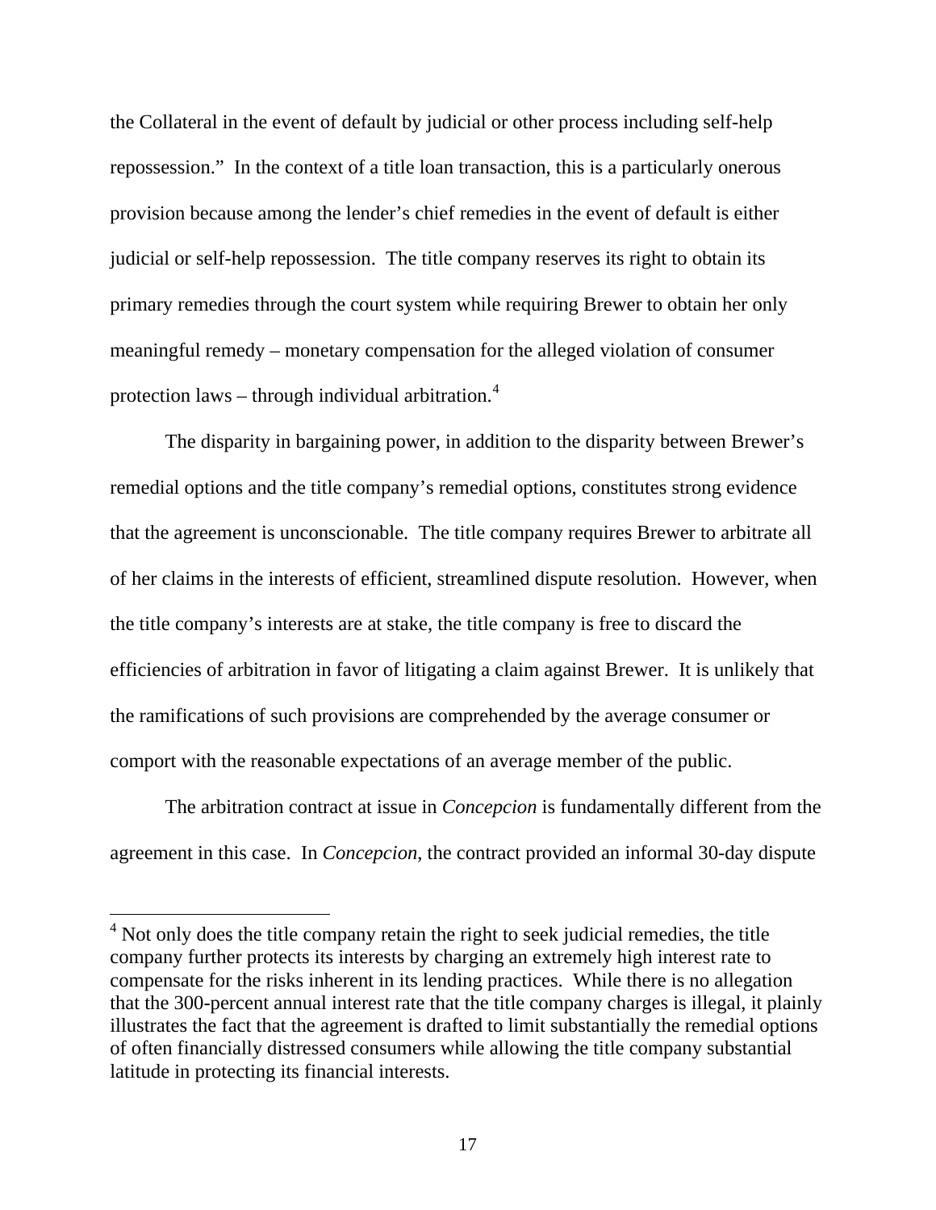the Collateral in the event of default by judicial or other process including self-help repossession." In the context of a title loan transaction, this is a particularly onerous provision because among the lender's chief remedies in the event of default is either judicial or self-help repossession. The title company reserves its right to obtain its primary remedies through the court system while requiring Brewer to obtain her only meaningful remedy – monetary compensation for the alleged violation of consumer protection laws – through individual arbitration.[4]

The disparity in bargaining power, in addition to the disparity between Brewer's remedial options and the title company's remedial options, constitutes strong evidence that the agreement is unconscionable. The title company requires Brewer to arbitrate all of her claims in the interests of efficient, streamlined dispute resolution. However, when the title company's interests are at stake, the title company is free to discard the efficiencies of arbitration in favor of litigating a claim against Brewer. It is unlikely that the ramifications of such provisions are comprehended by the average consumer or comport with the reasonable expectations of an average member of the public.

The arbitration contract at issue in *Concepcion* is fundamentally different from the agreement in this case. In *Concepcion*, the contract provided an informal 30-day dispute

---

[4] Not only does the title company retain the right to seek judicial remedies, the title company further protects its interests by charging an extremely high interest rate to compensate for the risks inherent in its lending practices. While there is no allegation that the 300-percent annual interest rate that the title company charges is illegal, it plainly illustrates the fact that the agreement is drafted to limit substantially the remedial options of often financially distressed consumers while allowing the title company substantial latitude in protecting its financial interests.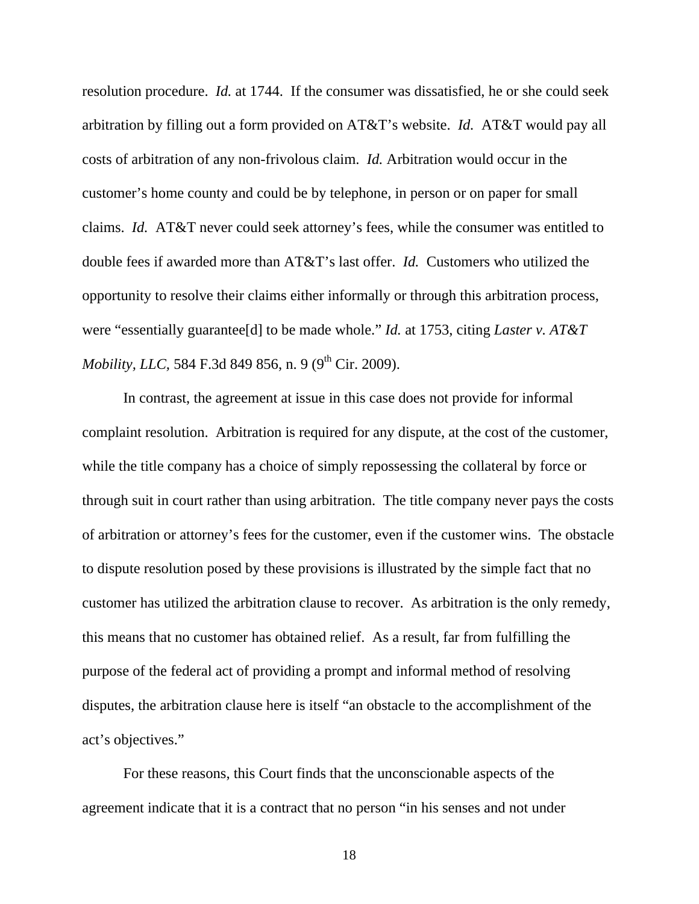resolution procedure. *Id.* at 1744. If the consumer was dissatisfied, he or she could seek arbitration by filling out a form provided on AT&T's website. *Id.* AT&T would pay all costs of arbitration of any non-frivolous claim. *Id.* Arbitration would occur in the customer's home county and could be by telephone, in person or on paper for small claims. *Id.* AT&T never could seek attorney's fees, while the consumer was entitled to double fees if awarded more than AT&T's last offer. *Id.* Customers who utilized the opportunity to resolve their claims either informally or through this arbitration process, were "essentially guarantee[d] to be made whole." *Id.* at 1753, citing *Laster v. AT&T Mobility, LLC,* 584 F.3d 849 856, n. 9 (9th Cir. 2009).

In contrast, the agreement at issue in this case does not provide for informal complaint resolution. Arbitration is required for any dispute, at the cost of the customer, while the title company has a choice of simply repossessing the collateral by force or through suit in court rather than using arbitration. The title company never pays the costs of arbitration or attorney's fees for the customer, even if the customer wins. The obstacle to dispute resolution posed by these provisions is illustrated by the simple fact that no customer has utilized the arbitration clause to recover. As arbitration is the only remedy, this means that no customer has obtained relief. As a result, far from fulfilling the purpose of the federal act of providing a prompt and informal method of resolving disputes, the arbitration clause here is itself "an obstacle to the accomplishment of the act's objectives."

For these reasons, this Court finds that the unconscionable aspects of the agreement indicate that it is a contract that no person "in his senses and not under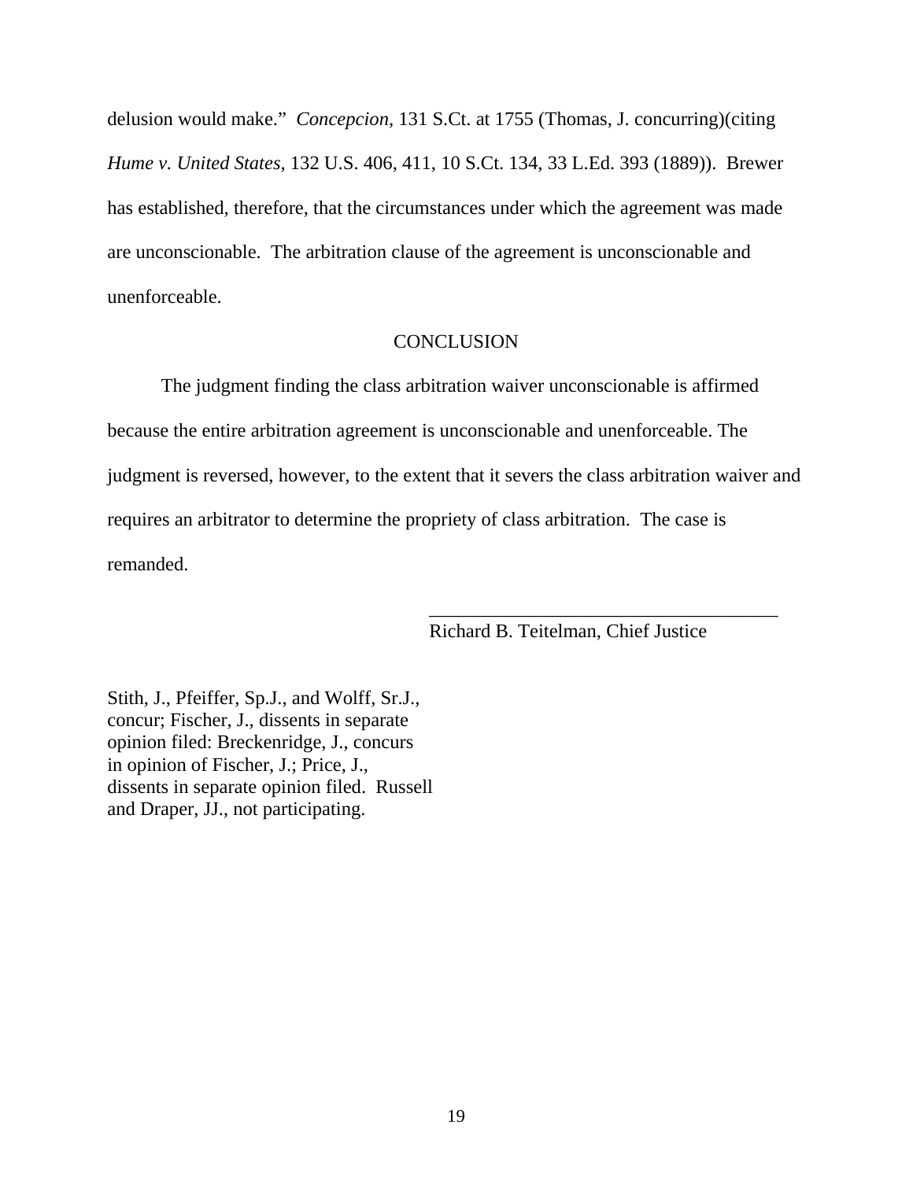delusion would make." *Concepcion,* 131 S.Ct. at 1755 (Thomas, J. concurring)(citing *Hume v. United States,* 132 U.S. 406, 411, 10 S.Ct. 134, 33 L.Ed. 393 (1889)). Brewer has established, therefore, that the circumstances under which the agreement was made are unconscionable. The arbitration clause of the agreement is unconscionable and unenforceable.

## CONCLUSION

The judgment finding the class arbitration waiver unconscionable is affirmed because the entire arbitration agreement is unconscionable and unenforceable. The judgment is reversed, however, to the extent that it severs the class arbitration waiver and requires an arbitrator to determine the propriety of class arbitration. The case is remanded.

\_\_\_\_\_\_\_\_\_\_\_\_\_\_\_\_\_\_\_\_\_\_\_\_\_\_\_\_\_\_\_\_\_\_\_\_
Richard B. Teitelman, Chief Justice

Stith, J., Pfeiffer, Sp.J., and Wolff, Sr.J., concur; Fischer, J., dissents in separate opinion filed: Breckenridge, J., concurs in opinion of Fischer, J.; Price, J., dissents in separate opinion filed. Russell and Draper, JJ., not participating.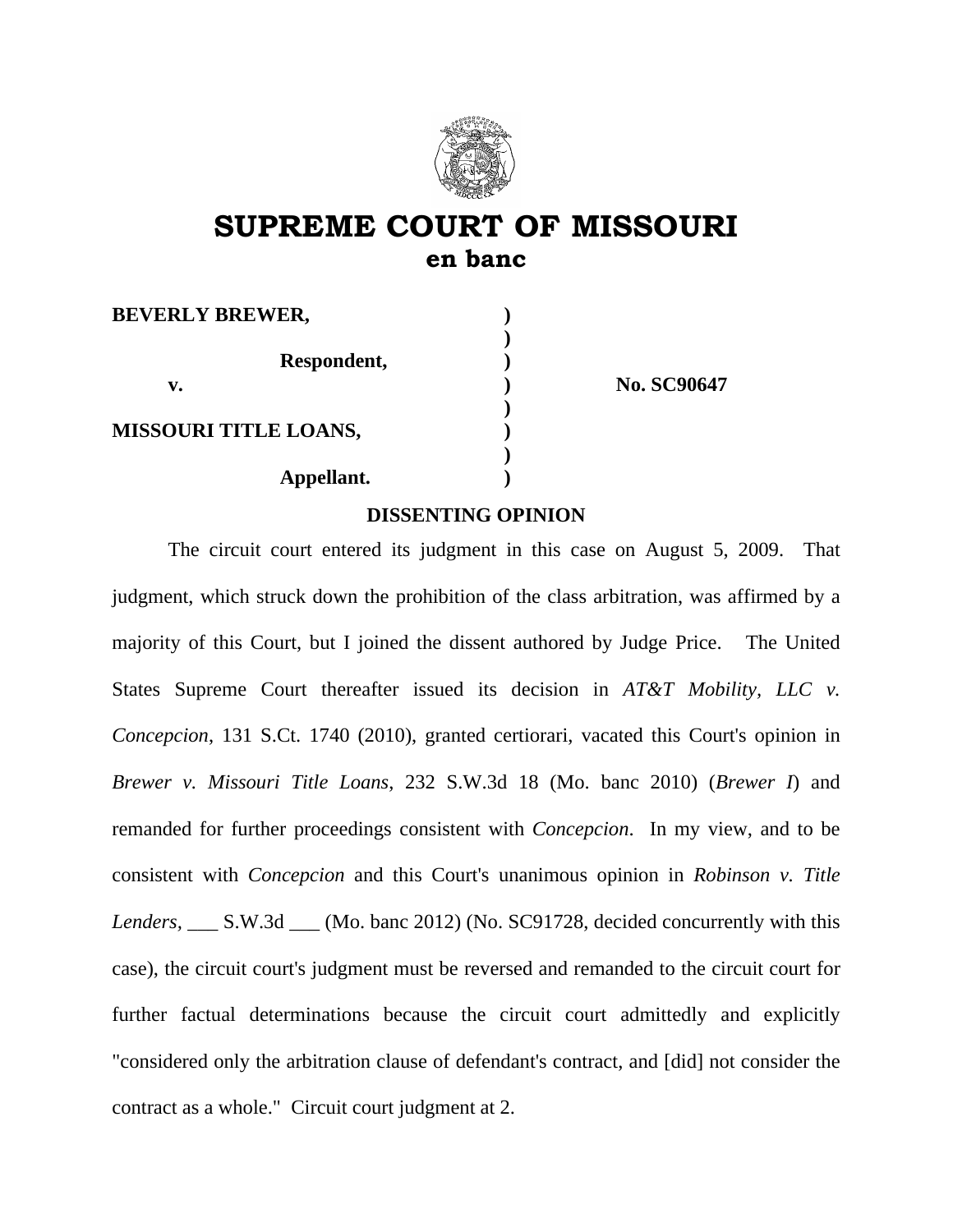# SUPREME COURT OF MISSOURI
## en banc

| | | |
|---|---|---|
| **BEVERLY BREWER,** | **)** | |
| | **)** | |
| **Respondent,** | **)** | |
| **v.** | **)** | **No. SC90647** |
| | **)** | |
| **MISSOURI TITLE LOANS,** | **)** | |
| | **)** | |
| **Appellant.** | **)** | |

**DISSENTING OPINION**

The circuit court entered its judgment in this case on August 5, 2009. That judgment, which struck down the prohibition of the class arbitration, was affirmed by a majority of this Court, but I joined the dissent authored by Judge Price. The United States Supreme Court thereafter issued its decision in *AT&T Mobility, LLC v. Concepcion*, 131 S.Ct. 1740 (2010), granted certiorari, vacated this Court's opinion in *Brewer v. Missouri Title Loans*, 232 S.W.3d 18 (Mo. banc 2010) (*Brewer I*) and remanded for further proceedings consistent with *Concepcion*. In my view, and to be consistent with *Concepcion* and this Court's unanimous opinion in *Robinson v. Title Lenders*, ___ S.W.3d ___ (Mo. banc 2012) (No. SC91728, decided concurrently with this case), the circuit court's judgment must be reversed and remanded to the circuit court for further factual determinations because the circuit court admittedly and explicitly "considered only the arbitration clause of defendant's contract, and [did] not consider the contract as a whole." Circuit court judgment at 2.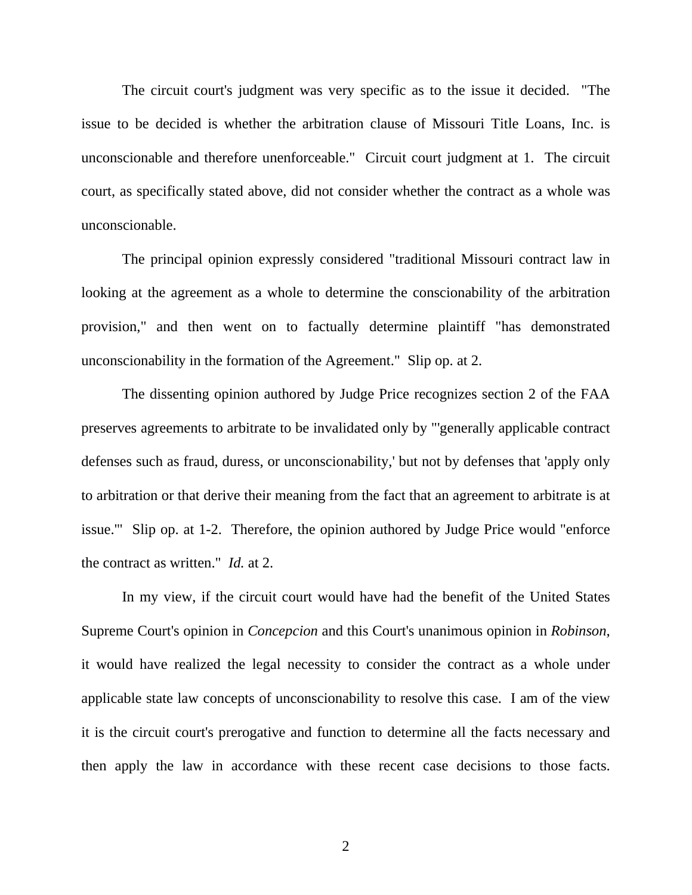The circuit court's judgment was very specific as to the issue it decided. "The issue to be decided is whether the arbitration clause of Missouri Title Loans, Inc. is unconscionable and therefore unenforceable." Circuit court judgment at 1. The circuit court, as specifically stated above, did not consider whether the contract as a whole was unconscionable.

The principal opinion expressly considered "traditional Missouri contract law in looking at the agreement as a whole to determine the conscionability of the arbitration provision," and then went on to factually determine plaintiff "has demonstrated unconscionability in the formation of the Agreement." Slip op. at 2.

The dissenting opinion authored by Judge Price recognizes section 2 of the FAA preserves agreements to arbitrate to be invalidated only by "'generally applicable contract defenses such as fraud, duress, or unconscionability,' but not by defenses that 'apply only to arbitration or that derive their meaning from the fact that an agreement to arbitrate is at issue.'" Slip op. at 1-2. Therefore, the opinion authored by Judge Price would "enforce the contract as written." *Id.* at 2.

In my view, if the circuit court would have had the benefit of the United States Supreme Court's opinion in *Concepcion* and this Court's unanimous opinion in *Robinson*, it would have realized the legal necessity to consider the contract as a whole under applicable state law concepts of unconscionability to resolve this case. I am of the view it is the circuit court's prerogative and function to determine all the facts necessary and then apply the law in accordance with these recent case decisions to those facts.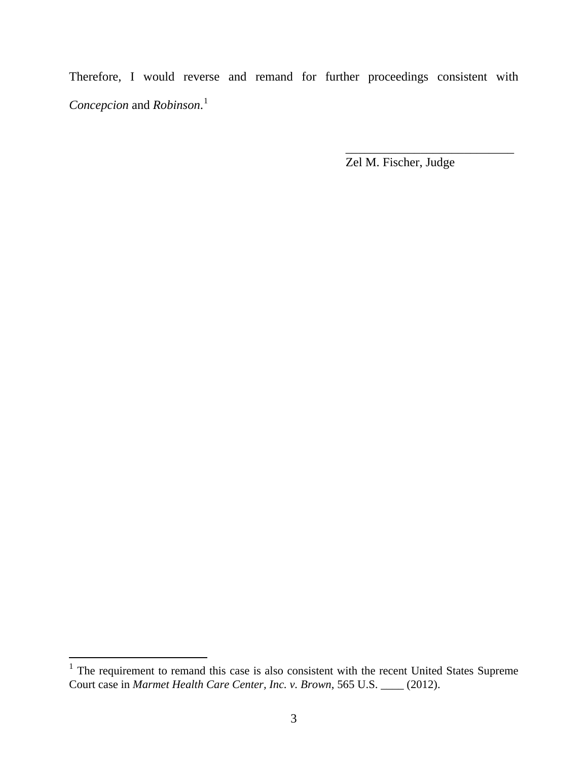Therefore, I would reverse and remand for further proceedings consistent with *Concepcion* and *Robinson*.[1]

\_\_\_\_\_\_\_\_\_\_\_\_\_\_\_\_\_\_\_\_\_\_\_\_\_\_\_\_\_\_

Zel M. Fischer, Judge

---

[1] The requirement to remand this case is also consistent with the recent United States Supreme Court case in *Marmet Health Care Center, Inc. v. Brown*, 565 U.S. \_\_\_\_ (2012).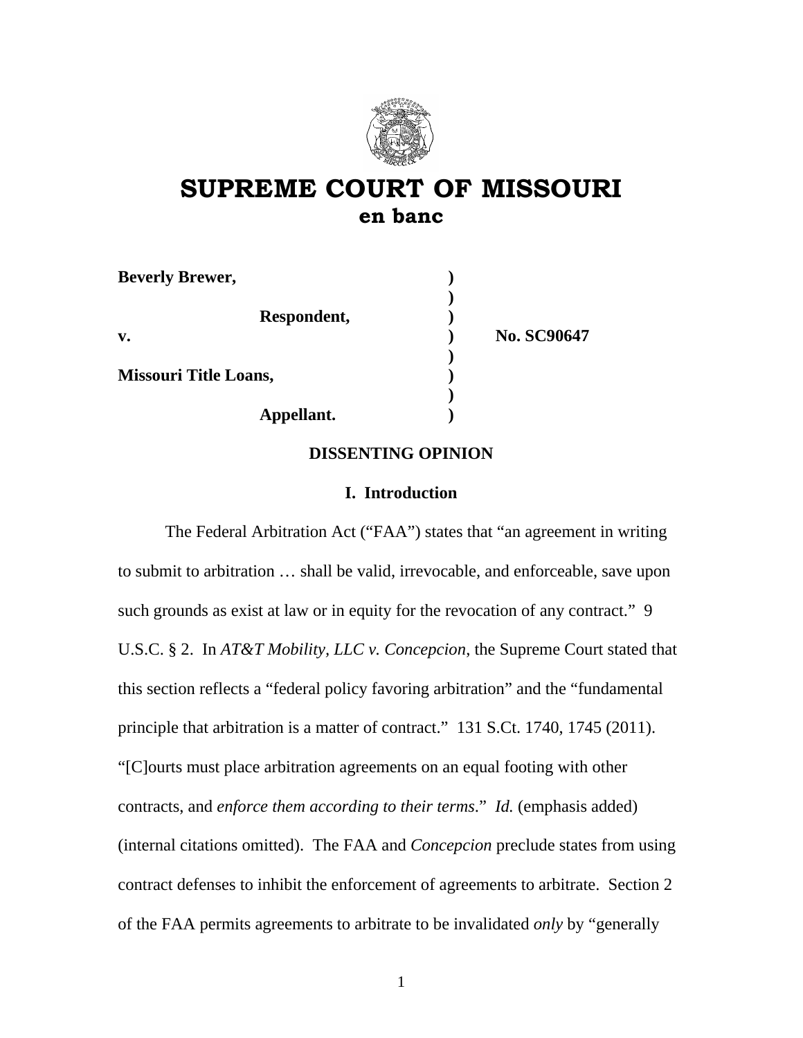# SUPREME COURT OF MISSOURI
## en banc

| | | |
|---|---|---|
| **Beverly Brewer,** | **)** | |
| | **)** | |
| **Respondent,** | **)** | |
| **v.** | **)** | **No. SC90647** |
| | **)** | |
| **Missouri Title Loans,** | **)** | |
| | **)** | |
| **Appellant.** | **)** | |

**DISSENTING OPINION**

**I. Introduction**

The Federal Arbitration Act ("FAA") states that "an agreement in writing to submit to arbitration … shall be valid, irrevocable, and enforceable, save upon such grounds as exist at law or in equity for the revocation of any contract." 9 U.S.C. § 2. In *AT&T Mobility, LLC v. Concepcion*, the Supreme Court stated that this section reflects a "federal policy favoring arbitration" and the "fundamental principle that arbitration is a matter of contract." 131 S.Ct. 1740, 1745 (2011). "[C]ourts must place arbitration agreements on an equal footing with other contracts, and *enforce them according to their terms*." *Id.* (emphasis added) (internal citations omitted). The FAA and *Concepcion* preclude states from using contract defenses to inhibit the enforcement of agreements to arbitrate. Section 2 of the FAA permits agreements to arbitrate to be invalidated *only* by "generally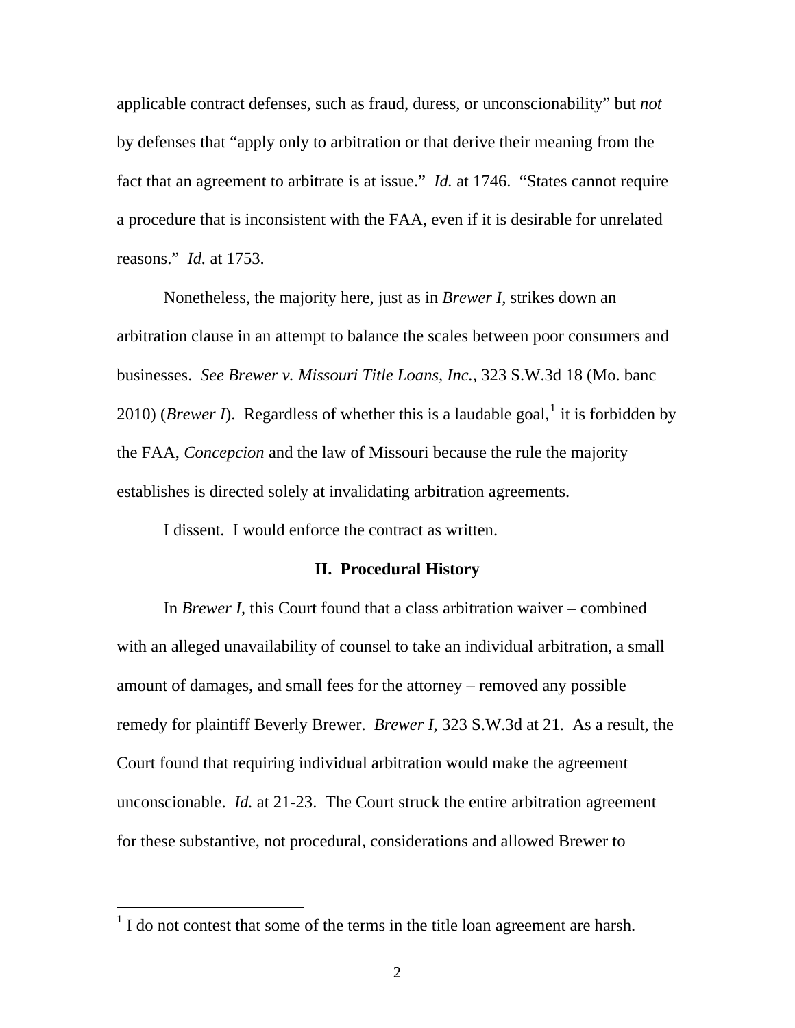applicable contract defenses, such as fraud, duress, or unconscionability" but *not* by defenses that "apply only to arbitration or that derive their meaning from the fact that an agreement to arbitrate is at issue." *Id.* at 1746. "States cannot require a procedure that is inconsistent with the FAA, even if it is desirable for unrelated reasons." *Id.* at 1753.

Nonetheless, the majority here, just as in *Brewer I*, strikes down an arbitration clause in an attempt to balance the scales between poor consumers and businesses. *See Brewer v. Missouri Title Loans, Inc.*, 323 S.W.3d 18 (Mo. banc 2010) (*Brewer I*). Regardless of whether this is a laudable goal,[1] it is forbidden by the FAA, *Concepcion* and the law of Missouri because the rule the majority establishes is directed solely at invalidating arbitration agreements.

I dissent. I would enforce the contract as written.

## II. Procedural History

In *Brewer I*, this Court found that a class arbitration waiver – combined with an alleged unavailability of counsel to take an individual arbitration, a small amount of damages, and small fees for the attorney – removed any possible remedy for plaintiff Beverly Brewer. *Brewer I*, 323 S.W.3d at 21. As a result, the Court found that requiring individual arbitration would make the agreement unconscionable. *Id.* at 21-23. The Court struck the entire arbitration agreement for these substantive, not procedural, considerations and allowed Brewer to

[1] I do not contest that some of the terms in the title loan agreement are harsh.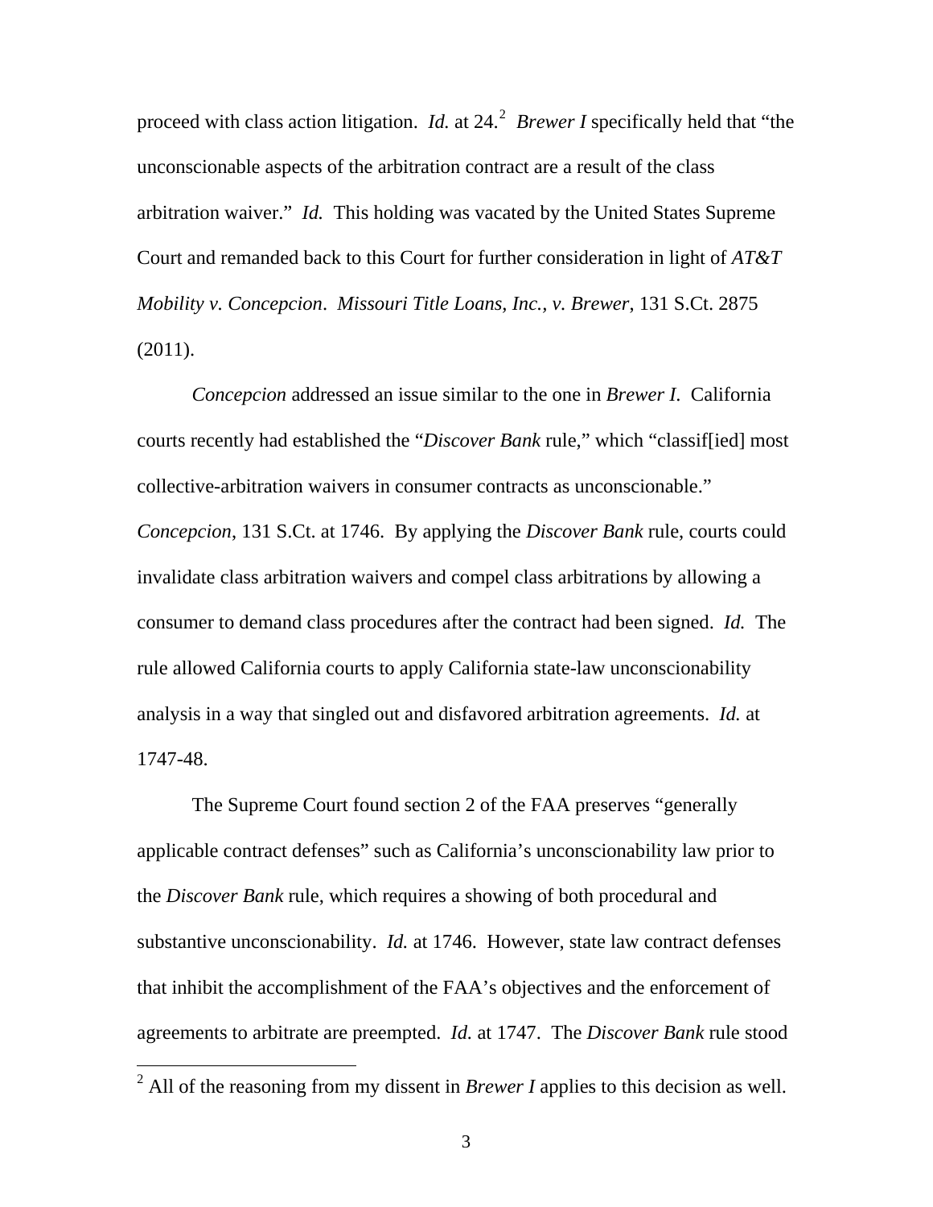proceed with class action litigation. *Id.* at 24.[2] *Brewer I* specifically held that "the unconscionable aspects of the arbitration contract are a result of the class arbitration waiver." *Id.* This holding was vacated by the United States Supreme Court and remanded back to this Court for further consideration in light of *AT&T Mobility v. Concepcion*. *Missouri Title Loans, Inc., v. Brewer*, 131 S.Ct. 2875 (2011).

*Concepcion* addressed an issue similar to the one in *Brewer I*. California courts recently had established the "*Discover Bank* rule," which "classif[ied] most collective-arbitration waivers in consumer contracts as unconscionable." *Concepcion*, 131 S.Ct. at 1746. By applying the *Discover Bank* rule, courts could invalidate class arbitration waivers and compel class arbitrations by allowing a consumer to demand class procedures after the contract had been signed. *Id.* The rule allowed California courts to apply California state-law unconscionability analysis in a way that singled out and disfavored arbitration agreements. *Id.* at 1747-48.

The Supreme Court found section 2 of the FAA preserves "generally applicable contract defenses" such as California's unconscionability law prior to the *Discover Bank* rule, which requires a showing of both procedural and substantive unconscionability. *Id.* at 1746. However, state law contract defenses that inhibit the accomplishment of the FAA's objectives and the enforcement of agreements to arbitrate are preempted. *Id.* at 1747. The *Discover Bank* rule stood

[2] All of the reasoning from my dissent in *Brewer I* applies to this decision as well.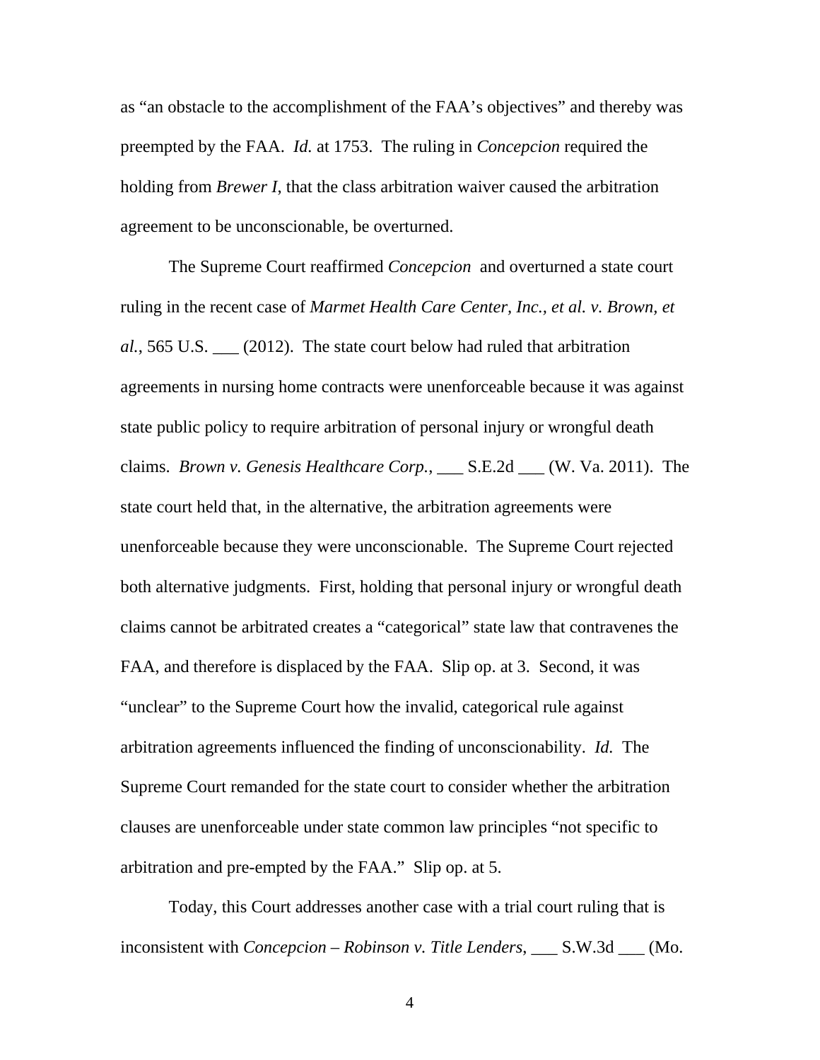as "an obstacle to the accomplishment of the FAA's objectives" and thereby was preempted by the FAA. *Id.* at 1753. The ruling in *Concepcion* required the holding from *Brewer I*, that the class arbitration waiver caused the arbitration agreement to be unconscionable, be overturned.

The Supreme Court reaffirmed *Concepcion* and overturned a state court ruling in the recent case of *Marmet Health Care Center, Inc., et al. v. Brown, et al.*, 565 U.S. ___ (2012). The state court below had ruled that arbitration agreements in nursing home contracts were unenforceable because it was against state public policy to require arbitration of personal injury or wrongful death claims. *Brown v. Genesis Healthcare Corp.*, ___ S.E.2d ___ (W. Va. 2011). The state court held that, in the alternative, the arbitration agreements were unenforceable because they were unconscionable. The Supreme Court rejected both alternative judgments. First, holding that personal injury or wrongful death claims cannot be arbitrated creates a "categorical" state law that contravenes the FAA, and therefore is displaced by the FAA. Slip op. at 3. Second, it was "unclear" to the Supreme Court how the invalid, categorical rule against arbitration agreements influenced the finding of unconscionability. *Id.* The Supreme Court remanded for the state court to consider whether the arbitration clauses are unenforceable under state common law principles "not specific to arbitration and pre-empted by the FAA." Slip op. at 5.

Today, this Court addresses another case with a trial court ruling that is inconsistent with *Concepcion* – *Robinson v. Title Lenders*, ___ S.W.3d ___ (Mo.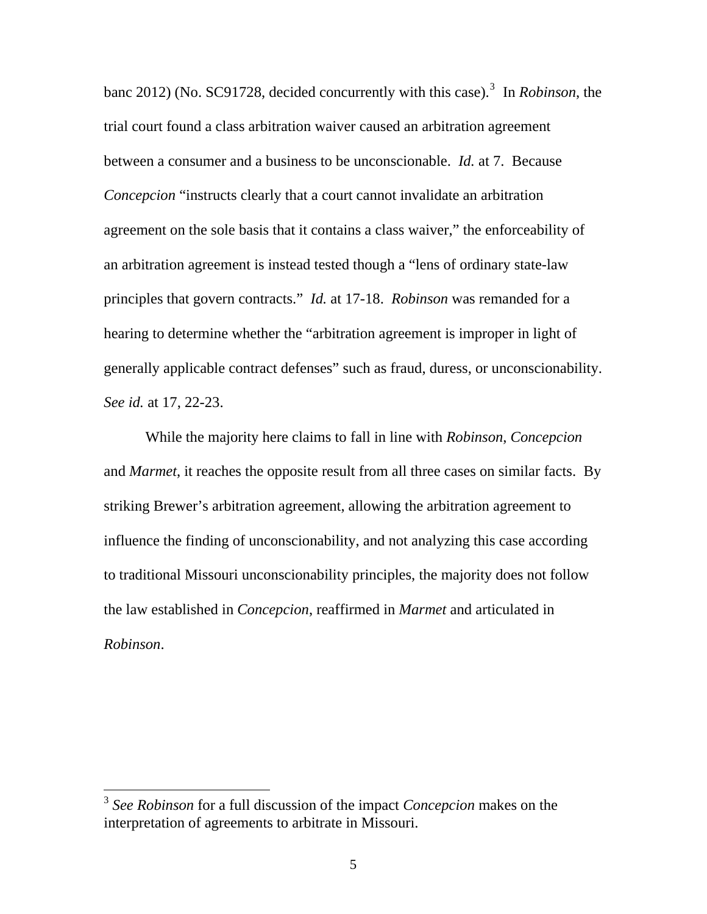banc 2012) (No. SC91728, decided concurrently with this case).[3] In *Robinson*, the trial court found a class arbitration waiver caused an arbitration agreement between a consumer and a business to be unconscionable. *Id.* at 7. Because *Concepcion* "instructs clearly that a court cannot invalidate an arbitration agreement on the sole basis that it contains a class waiver," the enforceability of an arbitration agreement is instead tested though a "lens of ordinary state-law principles that govern contracts." *Id.* at 17-18. *Robinson* was remanded for a hearing to determine whether the "arbitration agreement is improper in light of generally applicable contract defenses" such as fraud, duress, or unconscionability. *See id.* at 17, 22-23.

While the majority here claims to fall in line with *Robinson*, *Concepcion* and *Marmet*, it reaches the opposite result from all three cases on similar facts. By striking Brewer's arbitration agreement, allowing the arbitration agreement to influence the finding of unconscionability, and not analyzing this case according to traditional Missouri unconscionability principles, the majority does not follow the law established in *Concepcion*, reaffirmed in *Marmet* and articulated in *Robinson*.

---

[3] *See Robinson* for a full discussion of the impact *Concepcion* makes on the interpretation of agreements to arbitrate in Missouri.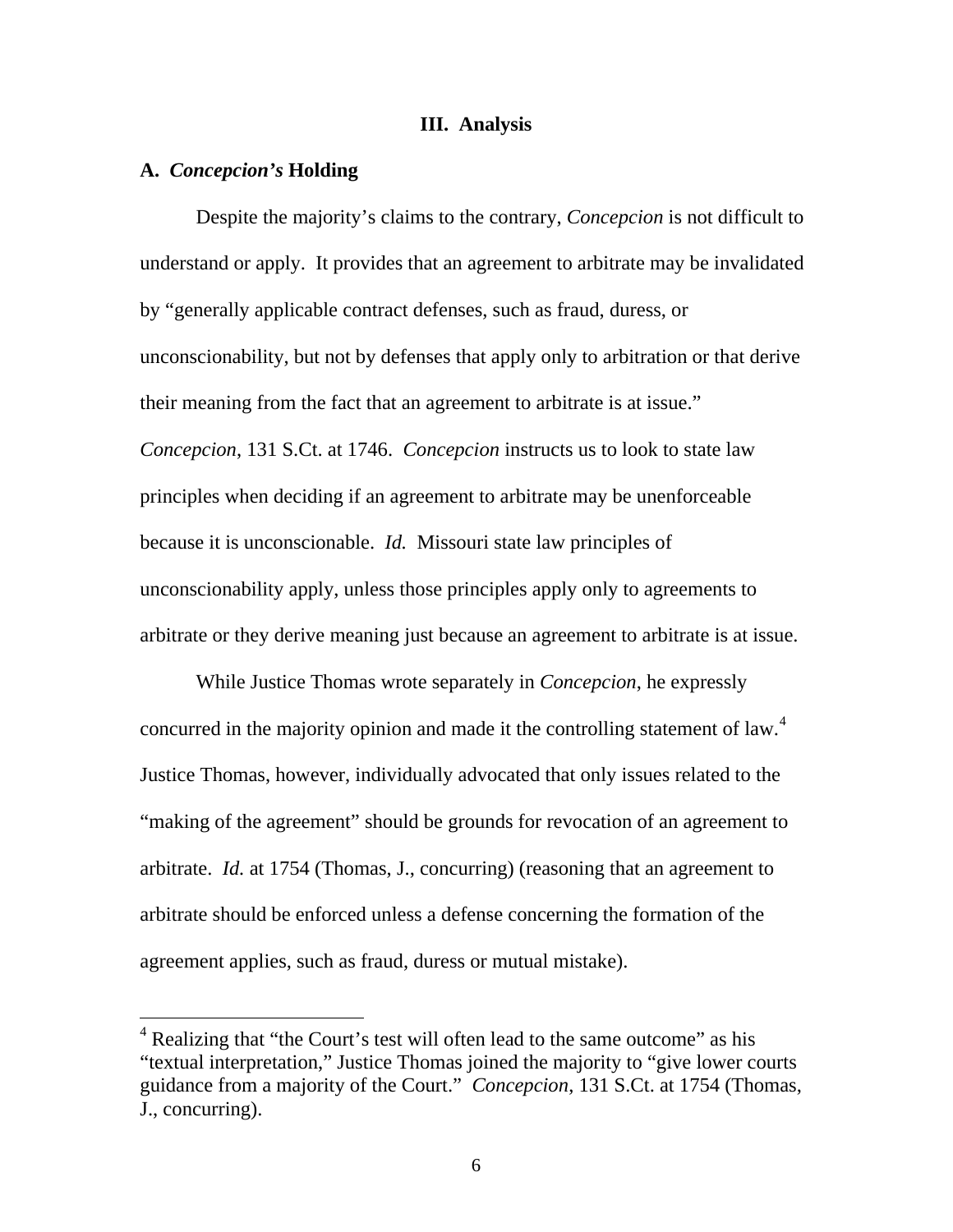## III. Analysis

### A. *Concepcion's* Holding

Despite the majority's claims to the contrary, *Concepcion* is not difficult to understand or apply. It provides that an agreement to arbitrate may be invalidated by "generally applicable contract defenses, such as fraud, duress, or unconscionability, but not by defenses that apply only to arbitration or that derive their meaning from the fact that an agreement to arbitrate is at issue." *Concepcion*, 131 S.Ct. at 1746. *Concepcion* instructs us to look to state law principles when deciding if an agreement to arbitrate may be unenforceable because it is unconscionable. *Id.* Missouri state law principles of unconscionability apply, unless those principles apply only to agreements to arbitrate or they derive meaning just because an agreement to arbitrate is at issue.

While Justice Thomas wrote separately in *Concepcion*, he expressly concurred in the majority opinion and made it the controlling statement of law.[4] Justice Thomas, however, individually advocated that only issues related to the "making of the agreement" should be grounds for revocation of an agreement to arbitrate. *Id.* at 1754 (Thomas, J., concurring) (reasoning that an agreement to arbitrate should be enforced unless a defense concerning the formation of the agreement applies, such as fraud, duress or mutual mistake).

---

[4] Realizing that "the Court's test will often lead to the same outcome" as his "textual interpretation," Justice Thomas joined the majority to "give lower courts guidance from a majority of the Court." *Concepcion*, 131 S.Ct. at 1754 (Thomas, J., concurring).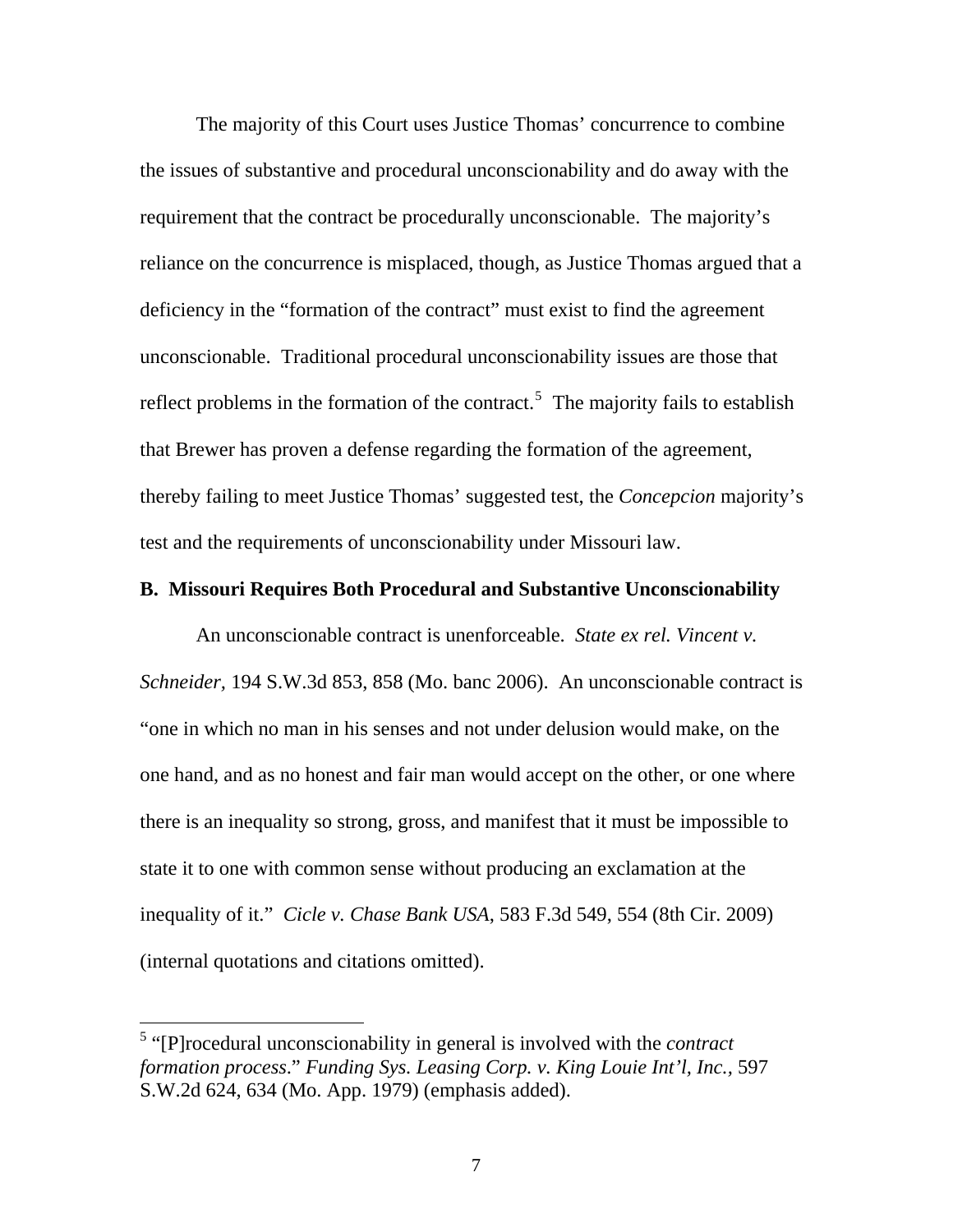The majority of this Court uses Justice Thomas' concurrence to combine the issues of substantive and procedural unconscionability and do away with the requirement that the contract be procedurally unconscionable. The majority's reliance on the concurrence is misplaced, though, as Justice Thomas argued that a deficiency in the "formation of the contract" must exist to find the agreement unconscionable. Traditional procedural unconscionability issues are those that reflect problems in the formation of the contract.[5] The majority fails to establish that Brewer has proven a defense regarding the formation of the agreement, thereby failing to meet Justice Thomas' suggested test, the *Concepcion* majority's test and the requirements of unconscionability under Missouri law.

**B. Missouri Requires Both Procedural and Substantive Unconscionability**

An unconscionable contract is unenforceable. *State ex rel. Vincent v. Schneider,* 194 S.W.3d 853, 858 (Mo. banc 2006). An unconscionable contract is "one in which no man in his senses and not under delusion would make, on the one hand, and as no honest and fair man would accept on the other, or one where there is an inequality so strong, gross, and manifest that it must be impossible to state it to one with common sense without producing an exclamation at the inequality of it." *Cicle v. Chase Bank USA*, 583 F.3d 549, 554 (8th Cir. 2009) (internal quotations and citations omitted).

---

[5] "[P]rocedural unconscionability in general is involved with the *contract formation process*." *Funding Sys. Leasing Corp. v. King Louie Int'l, Inc.,* 597 S.W.2d 624, 634 (Mo. App. 1979) (emphasis added).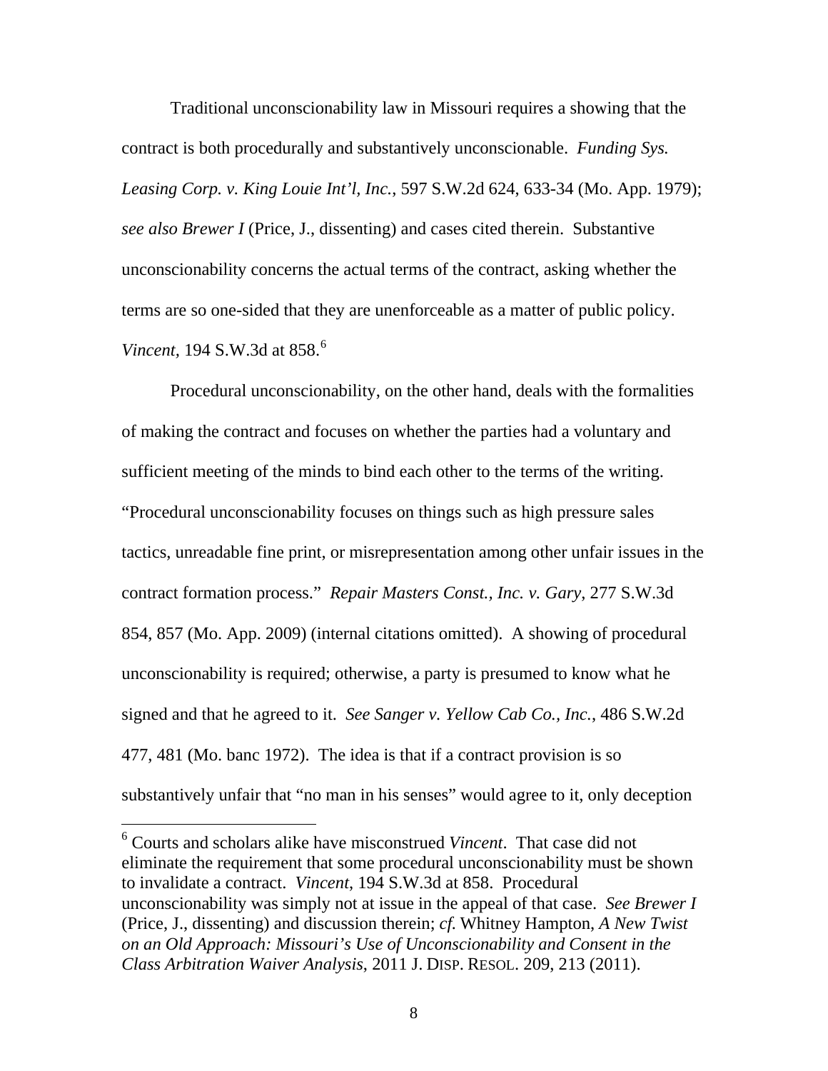Traditional unconscionability law in Missouri requires a showing that the contract is both procedurally and substantively unconscionable. *Funding Sys. Leasing Corp. v. King Louie Int'l, Inc.*, 597 S.W.2d 624, 633-34 (Mo. App. 1979); *see also Brewer I* (Price, J., dissenting) and cases cited therein. Substantive unconscionability concerns the actual terms of the contract, asking whether the terms are so one-sided that they are unenforceable as a matter of public policy. *Vincent*, 194 S.W.3d at 858.[6]

Procedural unconscionability, on the other hand, deals with the formalities of making the contract and focuses on whether the parties had a voluntary and sufficient meeting of the minds to bind each other to the terms of the writing. "Procedural unconscionability focuses on things such as high pressure sales tactics, unreadable fine print, or misrepresentation among other unfair issues in the contract formation process." *Repair Masters Const., Inc. v. Gary*, 277 S.W.3d 854, 857 (Mo. App. 2009) (internal citations omitted). A showing of procedural unconscionability is required; otherwise, a party is presumed to know what he signed and that he agreed to it. *See Sanger v. Yellow Cab Co., Inc.*, 486 S.W.2d 477, 481 (Mo. banc 1972). The idea is that if a contract provision is so substantively unfair that "no man in his senses" would agree to it, only deception

---

[6] Courts and scholars alike have misconstrued *Vincent*. That case did not eliminate the requirement that some procedural unconscionability must be shown to invalidate a contract. *Vincent*, 194 S.W.3d at 858. Procedural unconscionability was simply not at issue in the appeal of that case. *See Brewer I* (Price, J., dissenting) and discussion therein; *cf.* Whitney Hampton, *A New Twist on an Old Approach: Missouri's Use of Unconscionability and Consent in the Class Arbitration Waiver Analysis*, 2011 J. DISP. RESOL. 209, 213 (2011).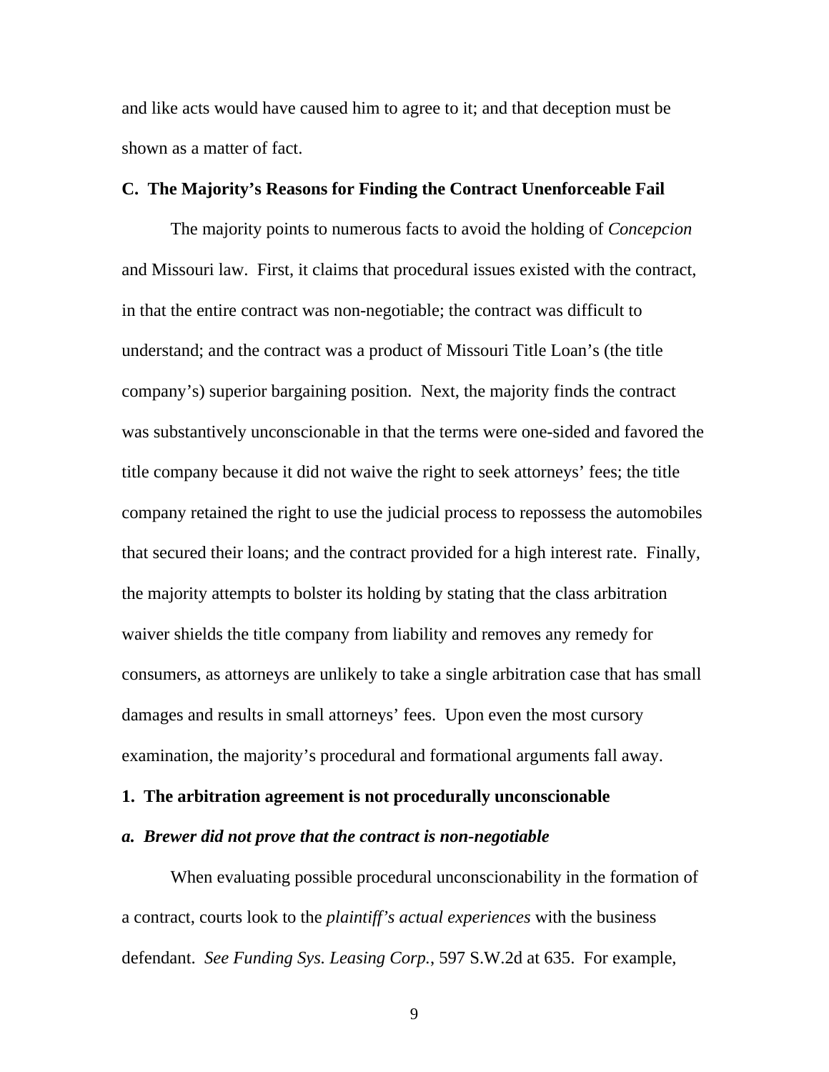and like acts would have caused him to agree to it; and that deception must be shown as a matter of fact.

**C. The Majority's Reasons for Finding the Contract Unenforceable Fail**

The majority points to numerous facts to avoid the holding of *Concepcion* and Missouri law. First, it claims that procedural issues existed with the contract, in that the entire contract was non-negotiable; the contract was difficult to understand; and the contract was a product of Missouri Title Loan's (the title company's) superior bargaining position. Next, the majority finds the contract was substantively unconscionable in that the terms were one-sided and favored the title company because it did not waive the right to seek attorneys' fees; the title company retained the right to use the judicial process to repossess the automobiles that secured their loans; and the contract provided for a high interest rate. Finally, the majority attempts to bolster its holding by stating that the class arbitration waiver shields the title company from liability and removes any remedy for consumers, as attorneys are unlikely to take a single arbitration case that has small damages and results in small attorneys' fees. Upon even the most cursory examination, the majority's procedural and formational arguments fall away.

**1. The arbitration agreement is not procedurally unconscionable**

***a. Brewer did not prove that the contract is non-negotiable***

When evaluating possible procedural unconscionability in the formation of a contract, courts look to the *plaintiff's actual experiences* with the business defendant. *See Funding Sys. Leasing Corp.*, 597 S.W.2d at 635. For example,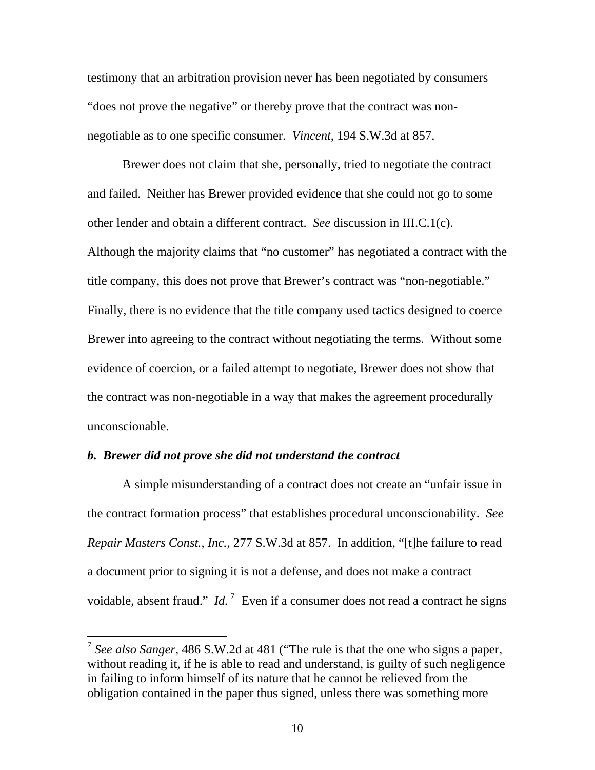testimony that an arbitration provision never has been negotiated by consumers "does not prove the negative" or thereby prove that the contract was non-negotiable as to one specific consumer. *Vincent*, 194 S.W.3d at 857.

Brewer does not claim that she, personally, tried to negotiate the contract and failed. Neither has Brewer provided evidence that she could not go to some other lender and obtain a different contract. *See* discussion in III.C.1(c). Although the majority claims that "no customer" has negotiated a contract with the title company, this does not prove that Brewer's contract was "non-negotiable." Finally, there is no evidence that the title company used tactics designed to coerce Brewer into agreeing to the contract without negotiating the terms. Without some evidence of coercion, or a failed attempt to negotiate, Brewer does not show that the contract was non-negotiable in a way that makes the agreement procedurally unconscionable.

### *b. Brewer did not prove she did not understand the contract*

A simple misunderstanding of a contract does not create an "unfair issue in the contract formation process" that establishes procedural unconscionability. *See Repair Masters Const., Inc.*, 277 S.W.3d at 857. In addition, "[t]he failure to read a document prior to signing it is not a defense, and does not make a contract voidable, absent fraud." *Id.*[7] Even if a consumer does not read a contract he signs

[7] *See also Sanger*, 486 S.W.2d at 481 ("The rule is that the one who signs a paper, without reading it, if he is able to read and understand, is guilty of such negligence in failing to inform himself of its nature that he cannot be relieved from the obligation contained in the paper thus signed, unless there was something more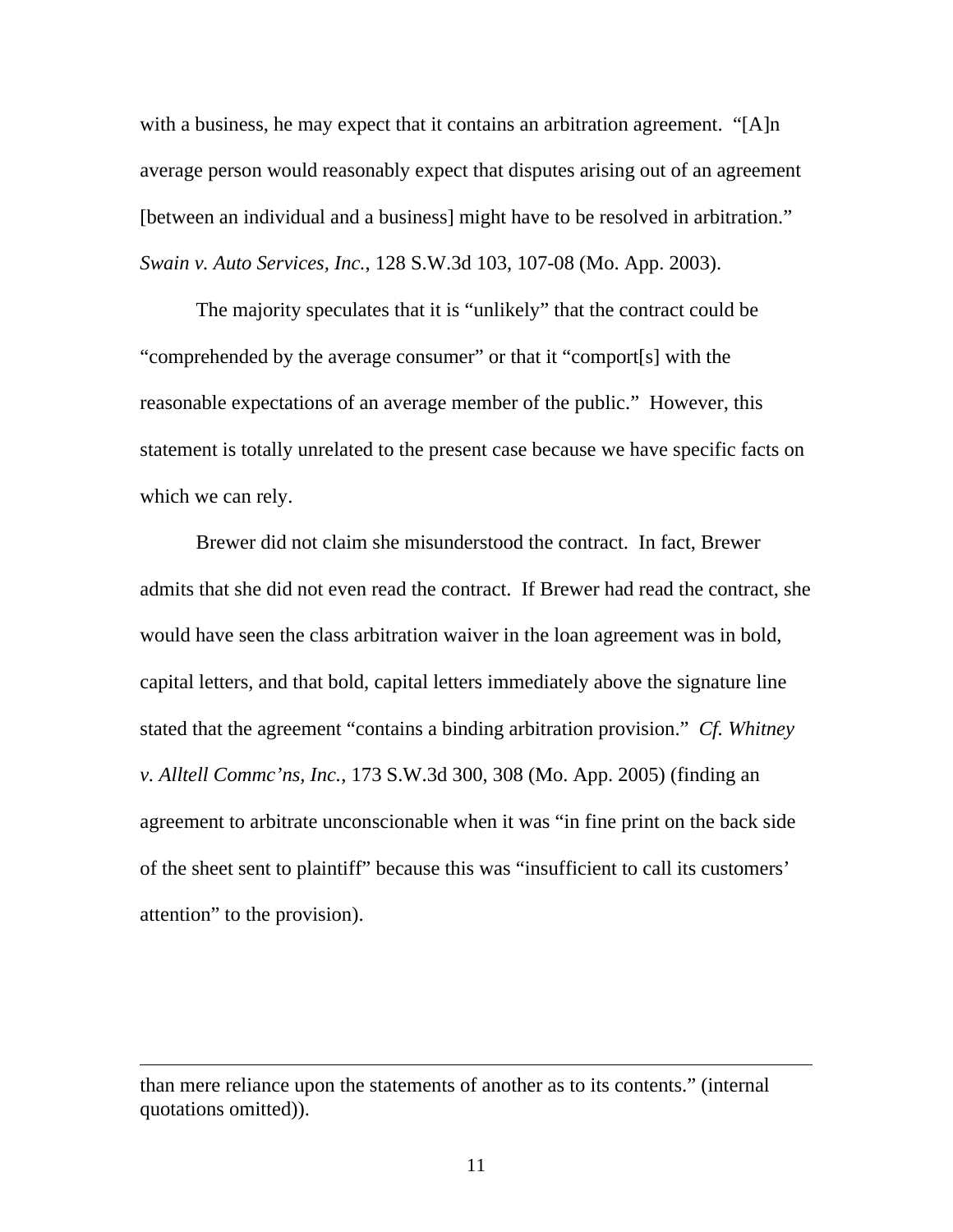with a business, he may expect that it contains an arbitration agreement. "[A]n average person would reasonably expect that disputes arising out of an agreement [between an individual and a business] might have to be resolved in arbitration." *Swain v. Auto Services, Inc.*, 128 S.W.3d 103, 107-08 (Mo. App. 2003).

The majority speculates that it is "unlikely" that the contract could be "comprehended by the average consumer" or that it "comport[s] with the reasonable expectations of an average member of the public." However, this statement is totally unrelated to the present case because we have specific facts on which we can rely.

Brewer did not claim she misunderstood the contract. In fact, Brewer admits that she did not even read the contract. If Brewer had read the contract, she would have seen the class arbitration waiver in the loan agreement was in bold, capital letters, and that bold, capital letters immediately above the signature line stated that the agreement "contains a binding arbitration provision." *Cf. Whitney v. Alltell Commc'ns, Inc.*, 173 S.W.3d 300, 308 (Mo. App. 2005) (finding an agreement to arbitrate unconscionable when it was "in fine print on the back side of the sheet sent to plaintiff" because this was "insufficient to call its customers' attention" to the provision).

---

than mere reliance upon the statements of another as to its contents." (internal quotations omitted)).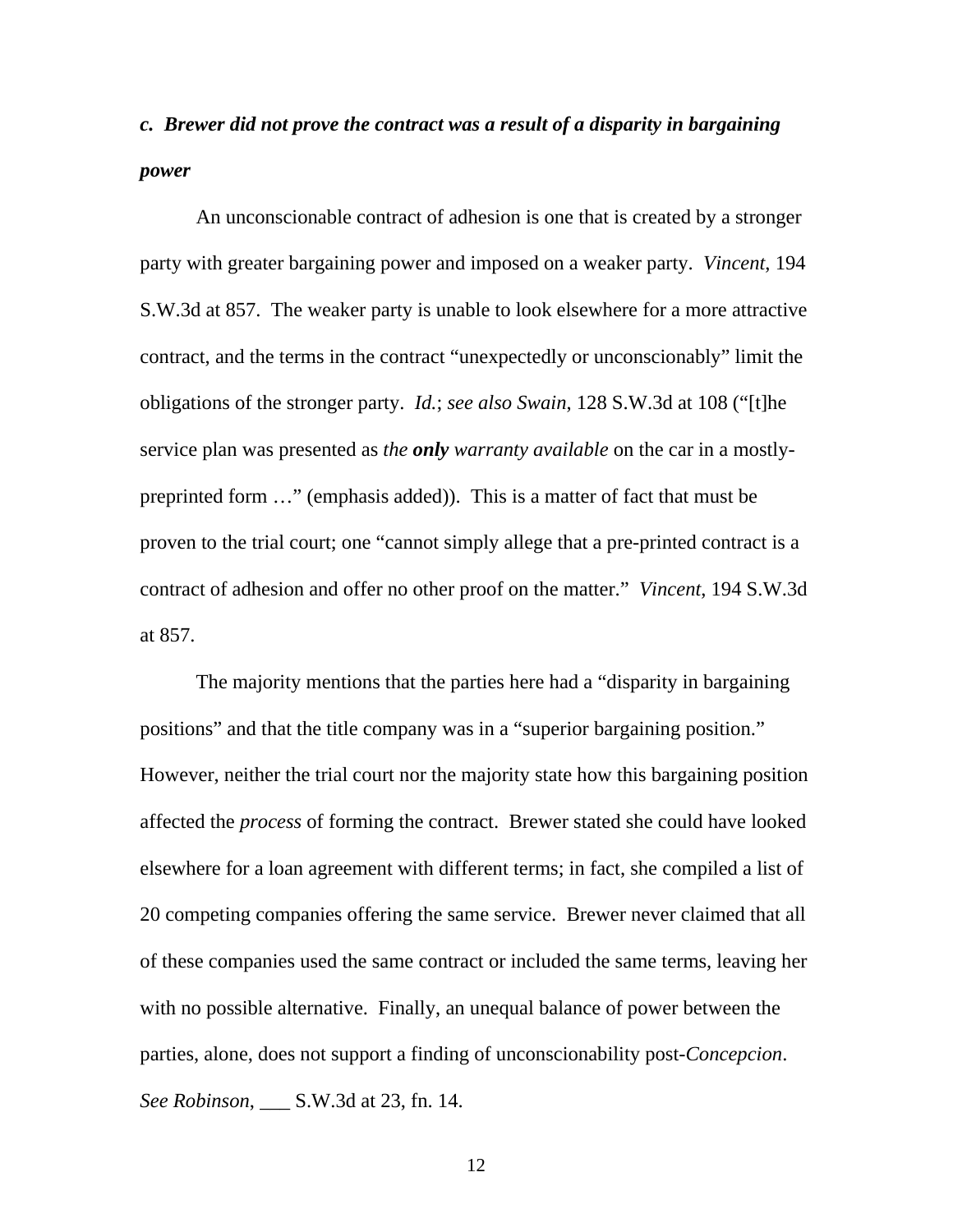***c. Brewer did not prove the contract was a result of a disparity in bargaining power***

An unconscionable contract of adhesion is one that is created by a stronger party with greater bargaining power and imposed on a weaker party. *Vincent*, 194 S.W.3d at 857. The weaker party is unable to look elsewhere for a more attractive contract, and the terms in the contract "unexpectedly or unconscionably" limit the obligations of the stronger party. *Id.*; *see also Swain*, 128 S.W.3d at 108 ("[t]he service plan was presented as *the **only** warranty available* on the car in a mostly-preprinted form …" (emphasis added)). This is a matter of fact that must be proven to the trial court; one "cannot simply allege that a pre-printed contract is a contract of adhesion and offer no other proof on the matter." *Vincent*, 194 S.W.3d at 857.

The majority mentions that the parties here had a "disparity in bargaining positions" and that the title company was in a "superior bargaining position." However, neither the trial court nor the majority state how this bargaining position affected the *process* of forming the contract. Brewer stated she could have looked elsewhere for a loan agreement with different terms; in fact, she compiled a list of 20 competing companies offering the same service. Brewer never claimed that all of these companies used the same contract or included the same terms, leaving her with no possible alternative. Finally, an unequal balance of power between the parties, alone, does not support a finding of unconscionability post-*Concepcion*. *See Robinson*, ___ S.W.3d at 23, fn. 14.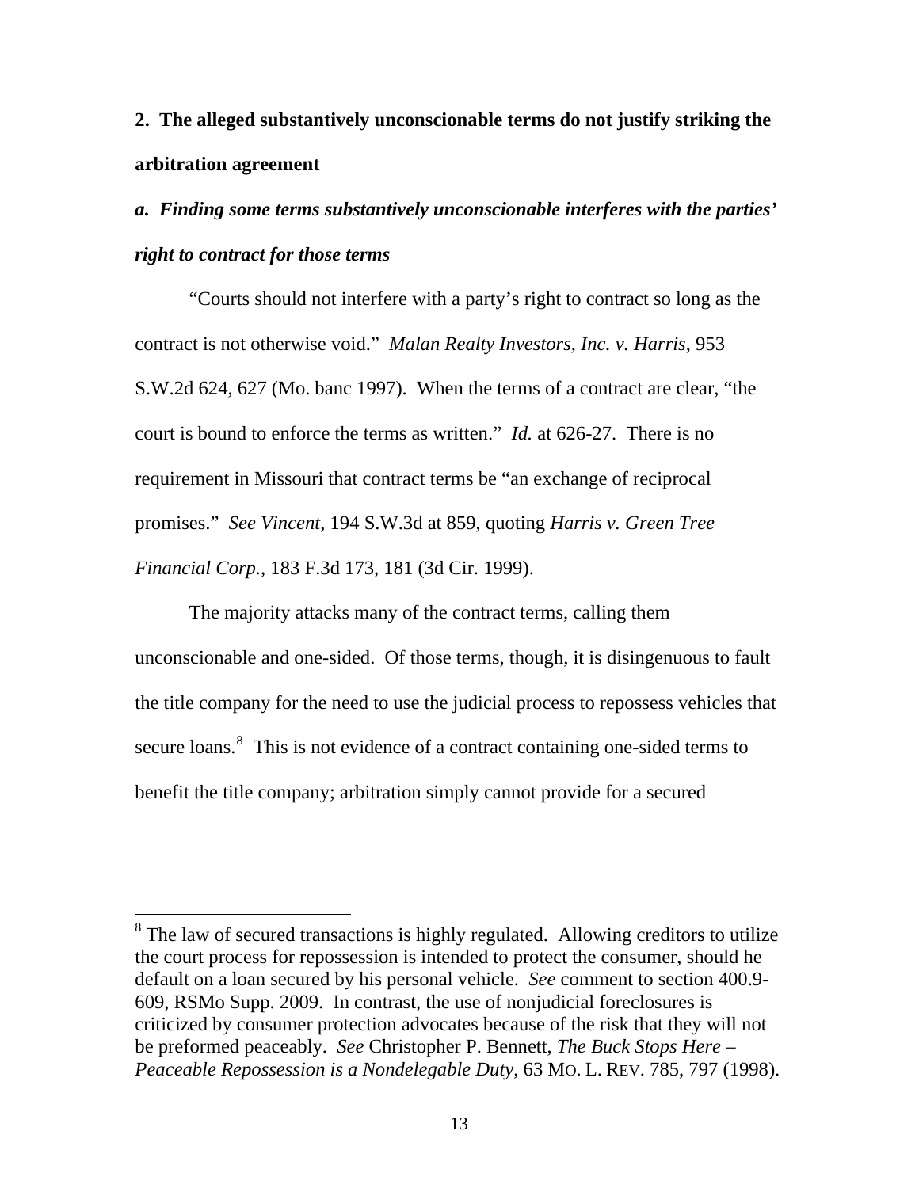**2. The alleged substantively unconscionable terms do not justify striking the arbitration agreement**

***a. Finding some terms substantively unconscionable interferes with the parties' right to contract for those terms***

"Courts should not interfere with a party's right to contract so long as the contract is not otherwise void." *Malan Realty Investors, Inc. v. Harris*, 953 S.W.2d 624, 627 (Mo. banc 1997). When the terms of a contract are clear, "the court is bound to enforce the terms as written." *Id.* at 626-27. There is no requirement in Missouri that contract terms be "an exchange of reciprocal promises." *See Vincent*, 194 S.W.3d at 859, quoting *Harris v. Green Tree Financial Corp.*, 183 F.3d 173, 181 (3d Cir. 1999).

The majority attacks many of the contract terms, calling them unconscionable and one-sided. Of those terms, though, it is disingenuous to fault the title company for the need to use the judicial process to repossess vehicles that secure loans.[8] This is not evidence of a contract containing one-sided terms to benefit the title company; arbitration simply cannot provide for a secured

[8] The law of secured transactions is highly regulated. Allowing creditors to utilize the court process for repossession is intended to protect the consumer, should he default on a loan secured by his personal vehicle. *See* comment to section 400.9-609, RSMo Supp. 2009. In contrast, the use of nonjudicial foreclosures is criticized by consumer protection advocates because of the risk that they will not be preformed peaceably. *See* Christopher P. Bennett, *The Buck Stops Here – Peaceable Repossession is a Nondelegable Duty*, 63 MO. L. REV. 785, 797 (1998).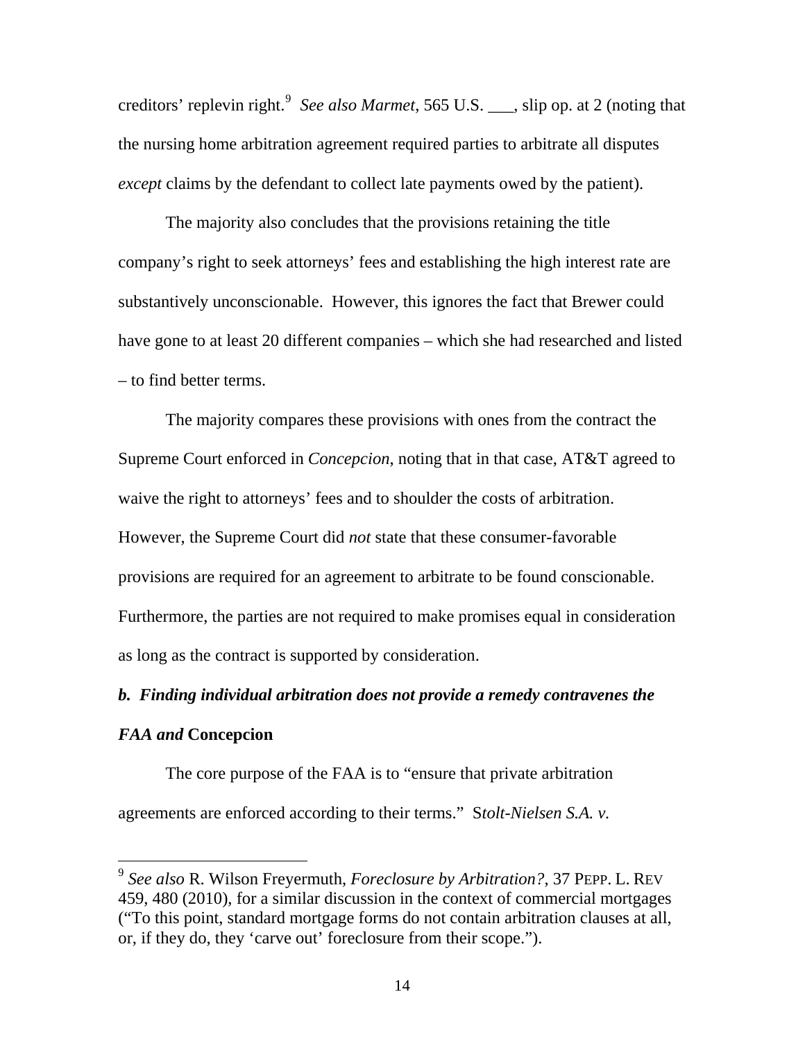creditors' replevin right.[9] *See also Marmet*, 565 U.S. ___, slip op. at 2 (noting that the nursing home arbitration agreement required parties to arbitrate all disputes *except* claims by the defendant to collect late payments owed by the patient).

The majority also concludes that the provisions retaining the title company's right to seek attorneys' fees and establishing the high interest rate are substantively unconscionable. However, this ignores the fact that Brewer could have gone to at least 20 different companies – which she had researched and listed – to find better terms.

The majority compares these provisions with ones from the contract the Supreme Court enforced in *Concepcion*, noting that in that case, AT&T agreed to waive the right to attorneys' fees and to shoulder the costs of arbitration. However, the Supreme Court did *not* state that these consumer-favorable provisions are required for an agreement to arbitrate to be found conscionable. Furthermore, the parties are not required to make promises equal in consideration as long as the contract is supported by consideration.

***b. Finding individual arbitration does not provide a remedy contravenes the FAA and* Concepcion**

The core purpose of the FAA is to "ensure that private arbitration agreements are enforced according to their terms." S*tolt-Nielsen S.A. v.*

---

[9] *See also* R. Wilson Freyermuth, *Foreclosure by Arbitration?*, 37 PEPP. L. REV 459, 480 (2010), for a similar discussion in the context of commercial mortgages ("To this point, standard mortgage forms do not contain arbitration clauses at all, or, if they do, they 'carve out' foreclosure from their scope.").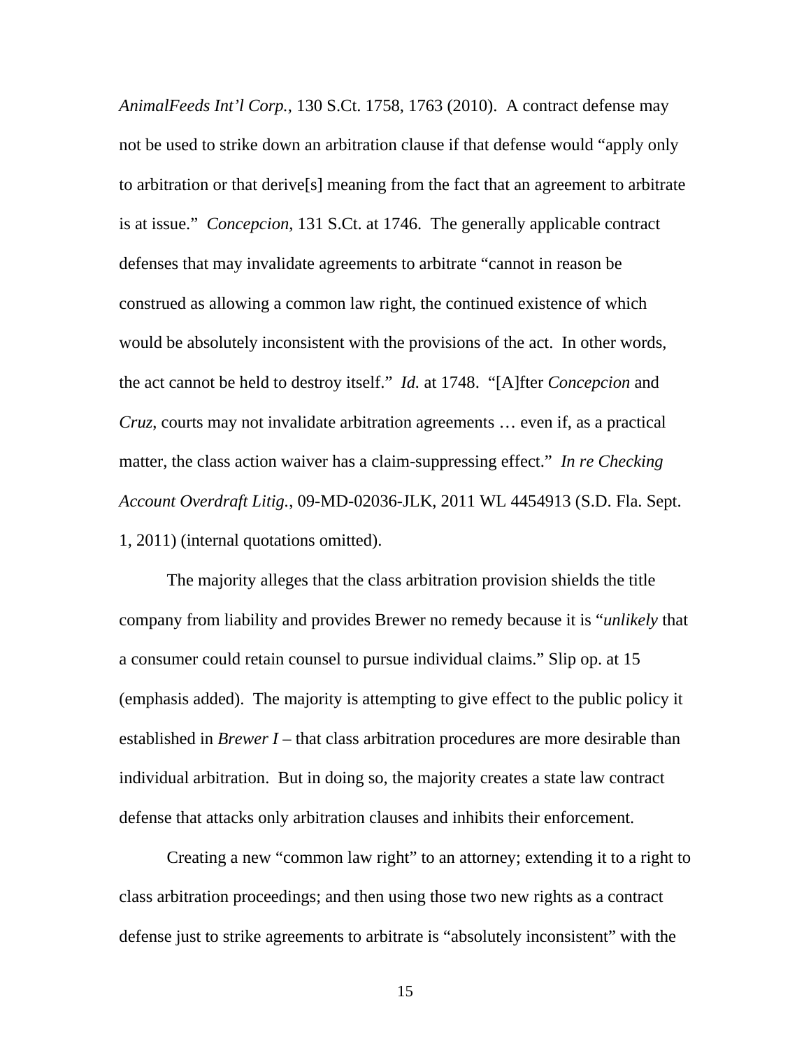*AnimalFeeds Int'l Corp.*, 130 S.Ct. 1758, 1763 (2010). A contract defense may not be used to strike down an arbitration clause if that defense would "apply only to arbitration or that derive[s] meaning from the fact that an agreement to arbitrate is at issue." *Concepcion*, 131 S.Ct. at 1746. The generally applicable contract defenses that may invalidate agreements to arbitrate "cannot in reason be construed as allowing a common law right, the continued existence of which would be absolutely inconsistent with the provisions of the act. In other words, the act cannot be held to destroy itself." *Id.* at 1748. "[A]fter *Concepcion* and *Cruz*, courts may not invalidate arbitration agreements … even if, as a practical matter, the class action waiver has a claim-suppressing effect." *In re Checking Account Overdraft Litig.*, 09-MD-02036-JLK, 2011 WL 4454913 (S.D. Fla. Sept. 1, 2011) (internal quotations omitted).

The majority alleges that the class arbitration provision shields the title company from liability and provides Brewer no remedy because it is "*unlikely* that a consumer could retain counsel to pursue individual claims." Slip op. at 15 (emphasis added). The majority is attempting to give effect to the public policy it established in *Brewer I* – that class arbitration procedures are more desirable than individual arbitration. But in doing so, the majority creates a state law contract defense that attacks only arbitration clauses and inhibits their enforcement.

Creating a new "common law right" to an attorney; extending it to a right to class arbitration proceedings; and then using those two new rights as a contract defense just to strike agreements to arbitrate is "absolutely inconsistent" with the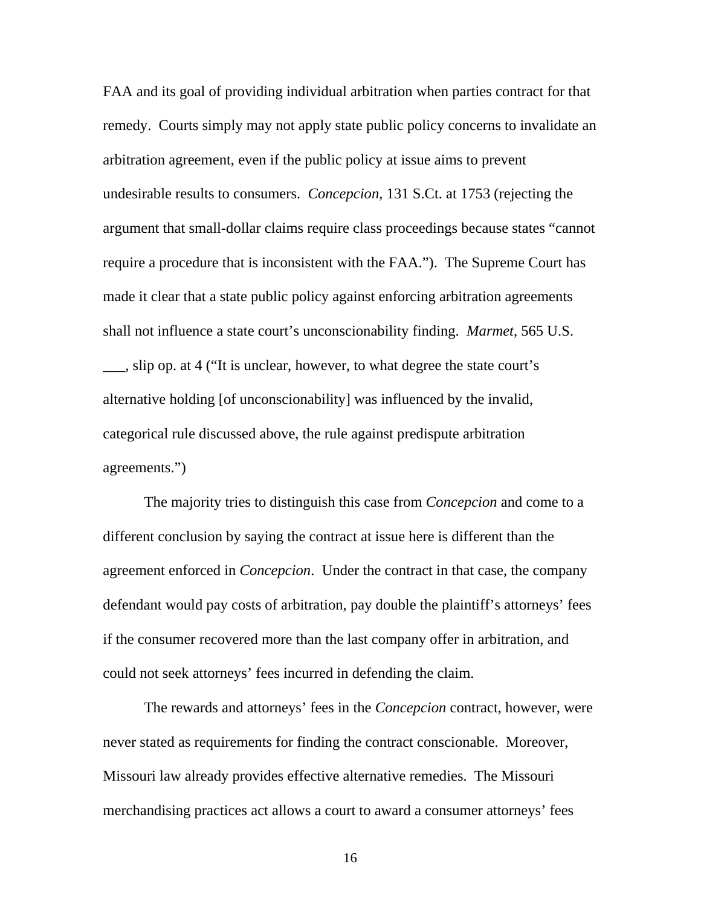FAA and its goal of providing individual arbitration when parties contract for that remedy. Courts simply may not apply state public policy concerns to invalidate an arbitration agreement, even if the public policy at issue aims to prevent undesirable results to consumers. *Concepcion*, 131 S.Ct. at 1753 (rejecting the argument that small-dollar claims require class proceedings because states "cannot require a procedure that is inconsistent with the FAA."). The Supreme Court has made it clear that a state public policy against enforcing arbitration agreements shall not influence a state court's unconscionability finding. *Marmet*, 565 U.S. ___, slip op. at 4 ("It is unclear, however, to what degree the state court's alternative holding [of unconscionability] was influenced by the invalid, categorical rule discussed above, the rule against predispute arbitration agreements.")

The majority tries to distinguish this case from *Concepcion* and come to a different conclusion by saying the contract at issue here is different than the agreement enforced in *Concepcion*. Under the contract in that case, the company defendant would pay costs of arbitration, pay double the plaintiff's attorneys' fees if the consumer recovered more than the last company offer in arbitration, and could not seek attorneys' fees incurred in defending the claim.

The rewards and attorneys' fees in the *Concepcion* contract, however, were never stated as requirements for finding the contract conscionable. Moreover, Missouri law already provides effective alternative remedies. The Missouri merchandising practices act allows a court to award a consumer attorneys' fees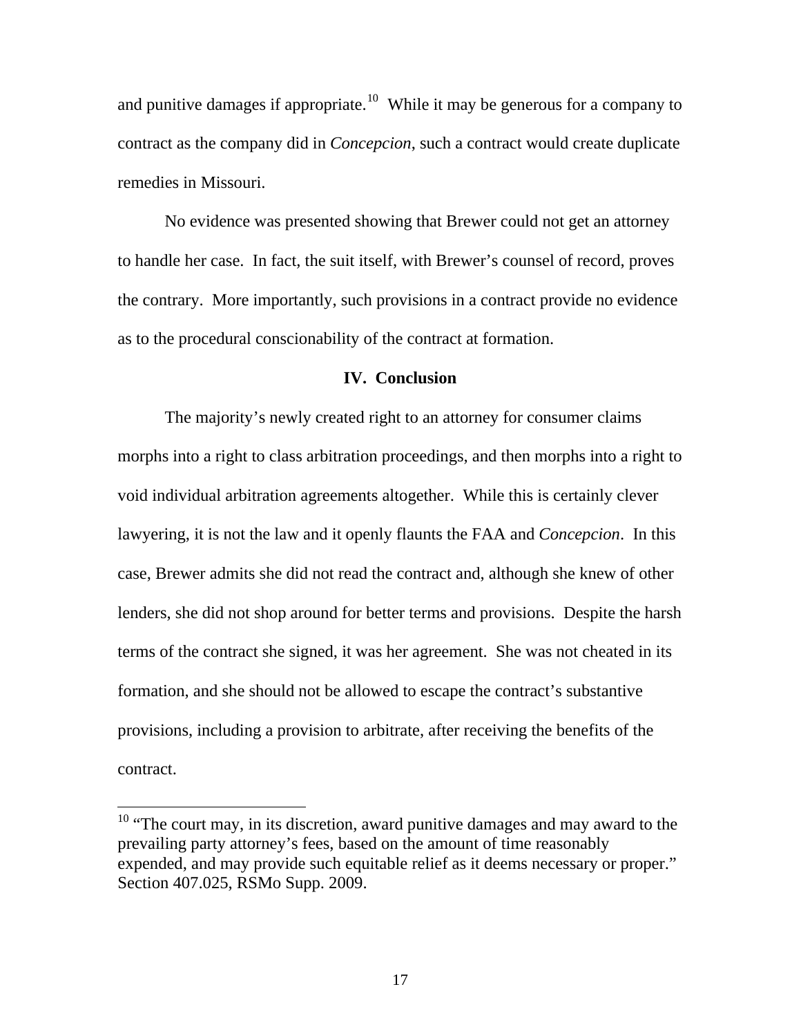and punitive damages if appropriate.[10] While it may be generous for a company to contract as the company did in *Concepcion*, such a contract would create duplicate remedies in Missouri.

No evidence was presented showing that Brewer could not get an attorney to handle her case. In fact, the suit itself, with Brewer's counsel of record, proves the contrary. More importantly, such provisions in a contract provide no evidence as to the procedural conscionability of the contract at formation.

## IV. Conclusion

The majority's newly created right to an attorney for consumer claims morphs into a right to class arbitration proceedings, and then morphs into a right to void individual arbitration agreements altogether. While this is certainly clever lawyering, it is not the law and it openly flaunts the FAA and *Concepcion*. In this case, Brewer admits she did not read the contract and, although she knew of other lenders, she did not shop around for better terms and provisions. Despite the harsh terms of the contract she signed, it was her agreement. She was not cheated in its formation, and she should not be allowed to escape the contract's substantive provisions, including a provision to arbitrate, after receiving the benefits of the contract.

---

[10] "The court may, in its discretion, award punitive damages and may award to the prevailing party attorney's fees, based on the amount of time reasonably expended, and may provide such equitable relief as it deems necessary or proper." Section 407.025, RSMo Supp. 2009.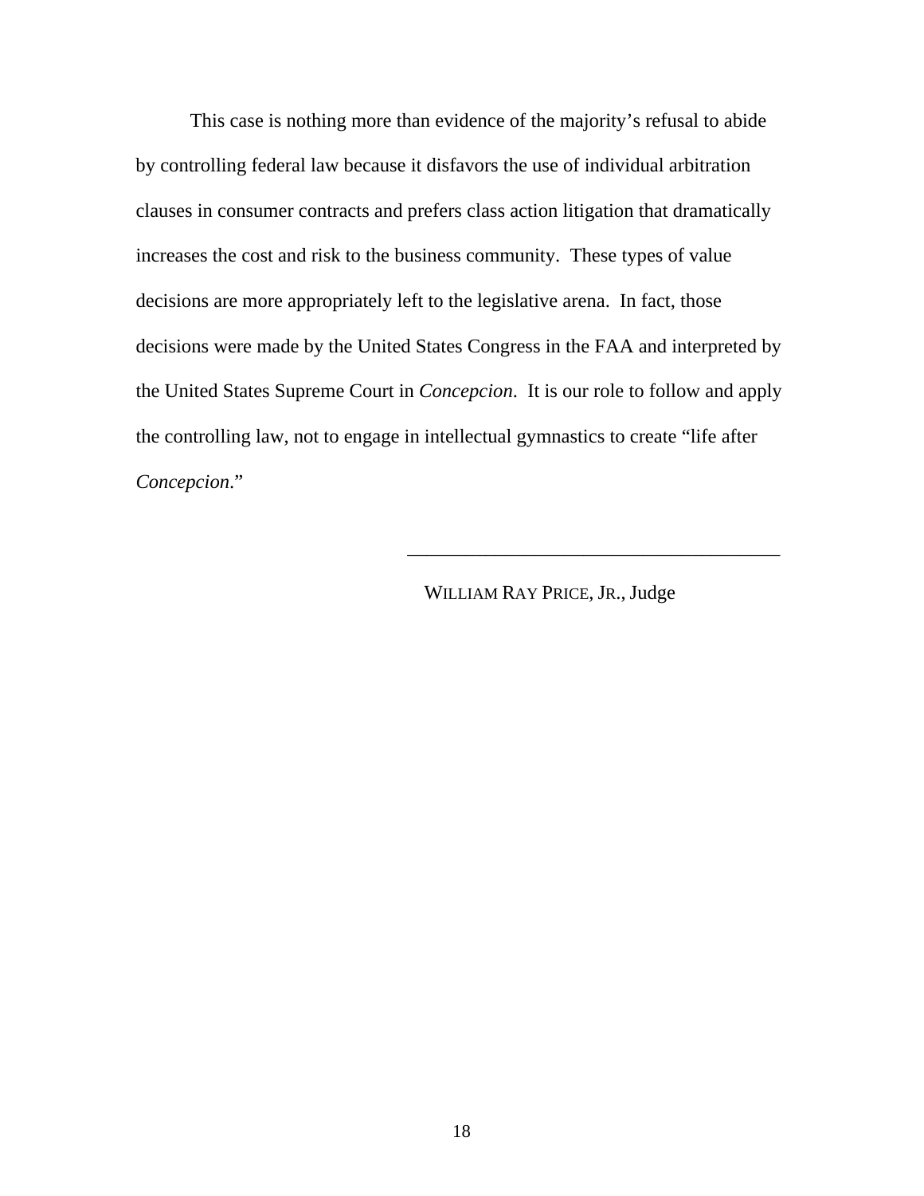This case is nothing more than evidence of the majority's refusal to abide by controlling federal law because it disfavors the use of individual arbitration clauses in consumer contracts and prefers class action litigation that dramatically increases the cost and risk to the business community. These types of value decisions are more appropriately left to the legislative arena. In fact, those decisions were made by the United States Congress in the FAA and interpreted by the United States Supreme Court in *Concepcion*. It is our role to follow and apply the controlling law, not to engage in intellectual gymnastics to create "life after *Concepcion*."

\_\_\_\_\_\_\_\_\_\_\_\_\_\_\_\_\_\_\_\_\_\_\_\_\_\_\_\_\_\_\_\_\_\_\_\_\_\_\_

WILLIAM RAY PRICE, JR., Judge